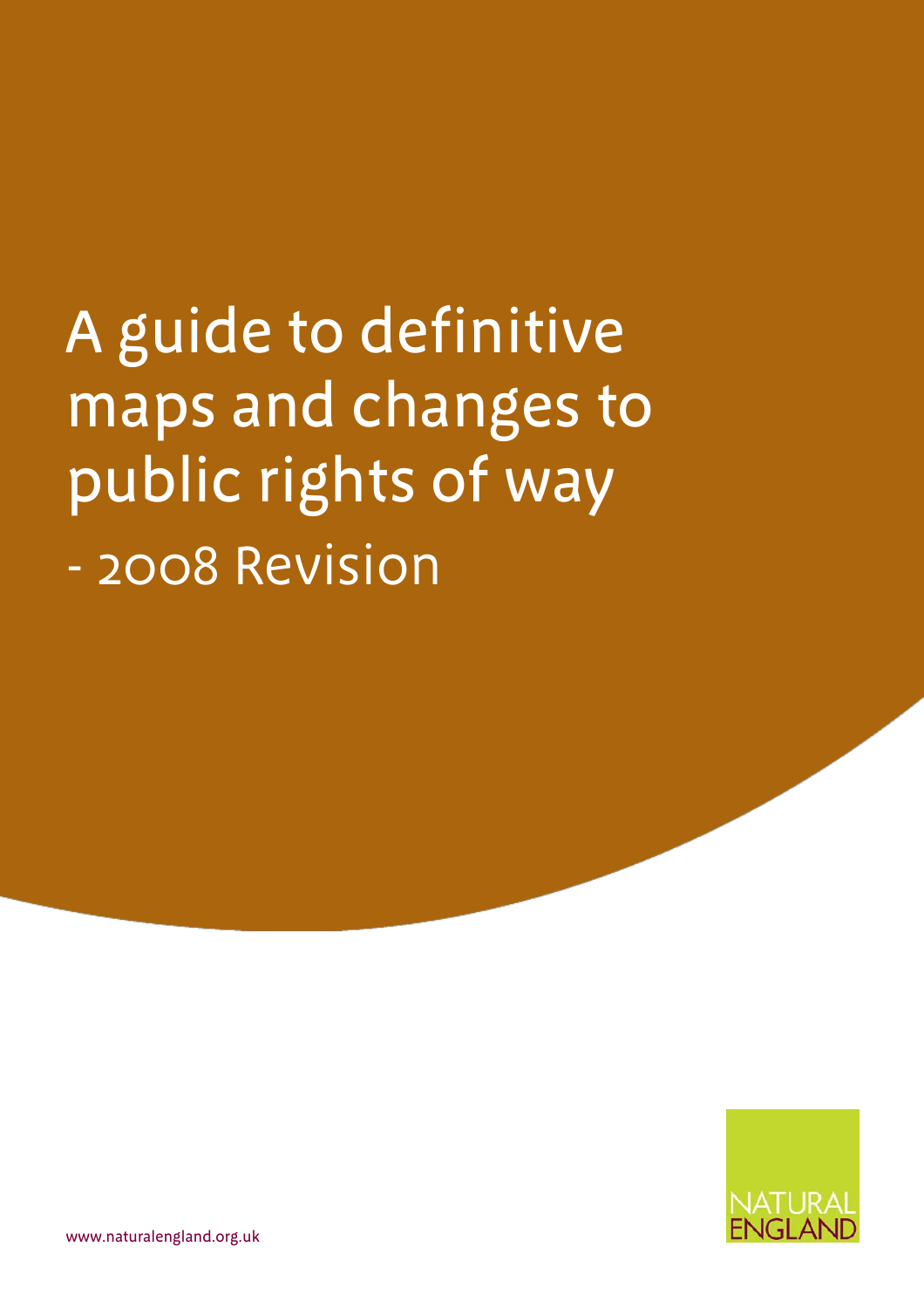# A guide to definitive maps and changes to public rights of way - 2008 Revision

NATURAL ENGLAND

www.naturalengland.org.uk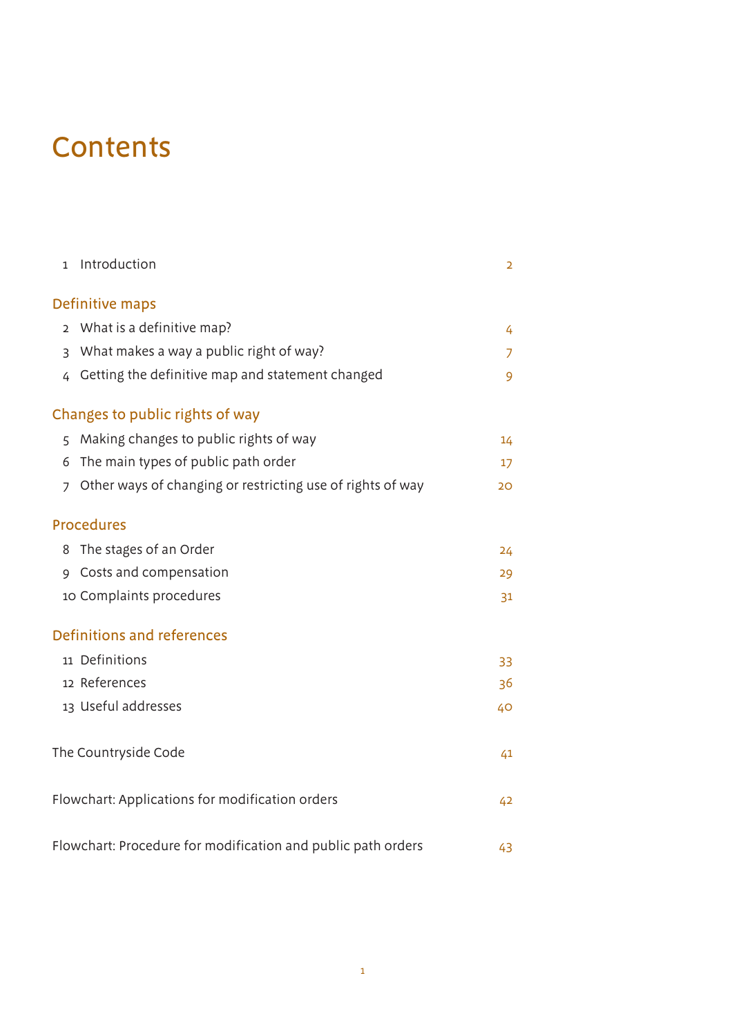# Contents

| | | |
|---|---|---|
| 1 | Introduction | 2 |
| **Definitive maps** | | |
| 2 | What is a definitive map? | 4 |
| 3 | What makes a way a public right of way? | 7 |
| 4 | Getting the definitive map and statement changed | 9 |
| **Changes to public rights of way** | | |
| 5 | Making changes to public rights of way | 14 |
| 6 | The main types of public path order | 17 |
| 7 | Other ways of changing or restricting use of rights of way | 20 |
| **Procedures** | | |
| 8 | The stages of an Order | 24 |
| 9 | Costs and compensation | 29 |
| 10 | Complaints procedures | 31 |
| **Definitions and references** | | |
| 11 | Definitions | 33 |
| 12 | References | 36 |
| 13 | Useful addresses | 40 |
| | The Countryside Code | 41 |
| | Flowchart: Applications for modification orders | 42 |
| | Flowchart: Procedure for modification and public path orders | 43 |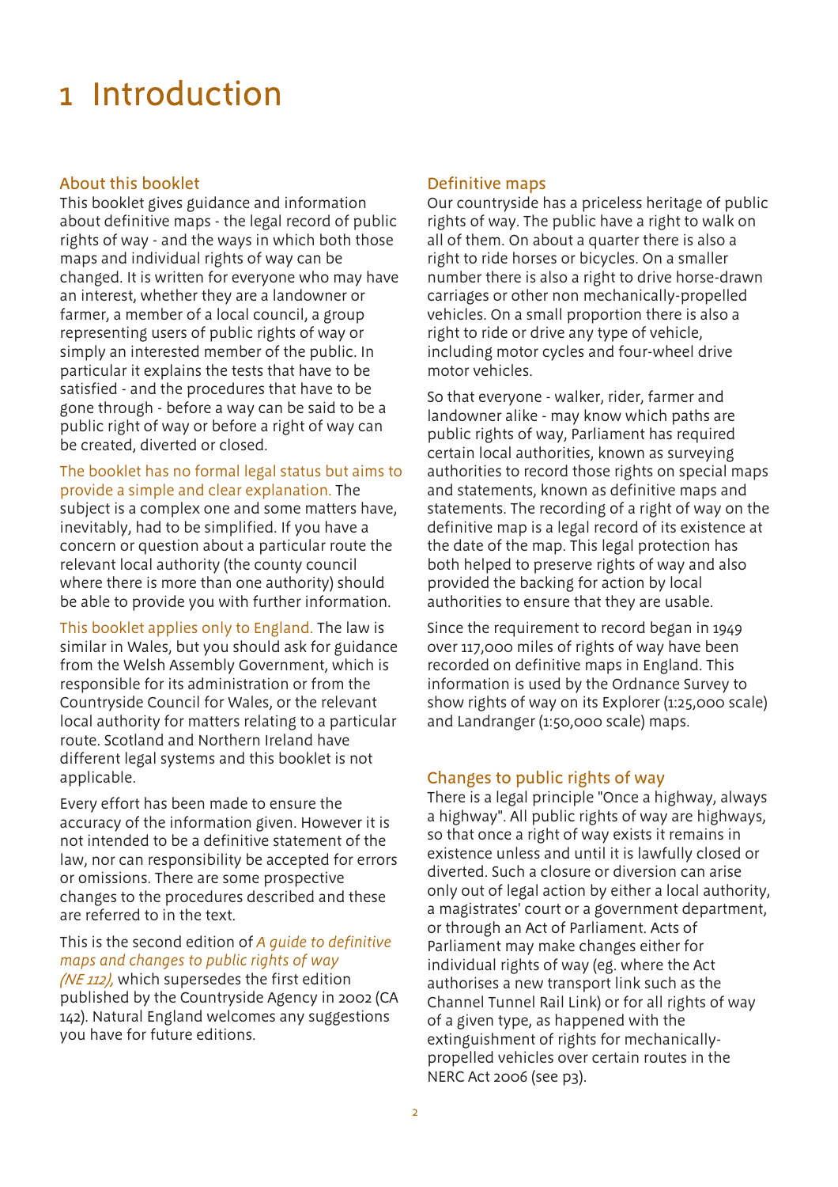# 1 Introduction

## About this booklet

This booklet gives guidance and information about definitive maps - the legal record of public rights of way - and the ways in which both those maps and individual rights of way can be changed. It is written for everyone who may have an interest, whether they are a landowner or farmer, a member of a local council, a group representing users of public rights of way or simply an interested member of the public. In particular it explains the tests that have to be satisfied - and the procedures that have to be gone through - before a way can be said to be a public right of way or before a right of way can be created, diverted or closed.

The booklet has no formal legal status but aims to provide a simple and clear explanation. The subject is a complex one and some matters have, inevitably, had to be simplified. If you have a concern or question about a particular route the relevant local authority (the county council where there is more than one authority) should be able to provide you with further information.

This booklet applies only to England. The law is similar in Wales, but you should ask for guidance from the Welsh Assembly Government, which is responsible for its administration or from the Countryside Council for Wales, or the relevant local authority for matters relating to a particular route. Scotland and Northern Ireland have different legal systems and this booklet is not applicable.

Every effort has been made to ensure the accuracy of the information given. However it is not intended to be a definitive statement of the law, nor can responsibility be accepted for errors or omissions. There are some prospective changes to the procedures described and these are referred to in the text.

This is the second edition of *A guide to definitive maps and changes to public rights of way (NE 112),* which supersedes the first edition published by the Countryside Agency in 2002 (CA 142). Natural England welcomes any suggestions you have for future editions.

## Definitive maps

Our countryside has a priceless heritage of public rights of way. The public have a right to walk on all of them. On about a quarter there is also a right to ride horses or bicycles. On a smaller number there is also a right to drive horse-drawn carriages or other non mechanically-propelled vehicles. On a small proportion there is also a right to ride or drive any type of vehicle, including motor cycles and four-wheel drive motor vehicles.

So that everyone - walker, rider, farmer and landowner alike - may know which paths are public rights of way, Parliament has required certain local authorities, known as surveying authorities to record those rights on special maps and statements, known as definitive maps and statements. The recording of a right of way on the definitive map is a legal record of its existence at the date of the map. This legal protection has both helped to preserve rights of way and also provided the backing for action by local authorities to ensure that they are usable.

Since the requirement to record began in 1949 over 117,000 miles of rights of way have been recorded on definitive maps in England. This information is used by the Ordnance Survey to show rights of way on its Explorer (1:25,000 scale) and Landranger (1:50,000 scale) maps.

## Changes to public rights of way

There is a legal principle "Once a highway, always a highway". All public rights of way are highways, so that once a right of way exists it remains in existence unless and until it is lawfully closed or diverted. Such a closure or diversion can arise only out of legal action by either a local authority, a magistrates' court or a government department, or through an Act of Parliament. Acts of Parliament may make changes either for individual rights of way (eg. where the Act authorises a new transport link such as the Channel Tunnel Rail Link) or for all rights of way of a given type, as happened with the extinguishment of rights for mechanically-propelled vehicles over certain routes in the NERC Act 2006 (see p3).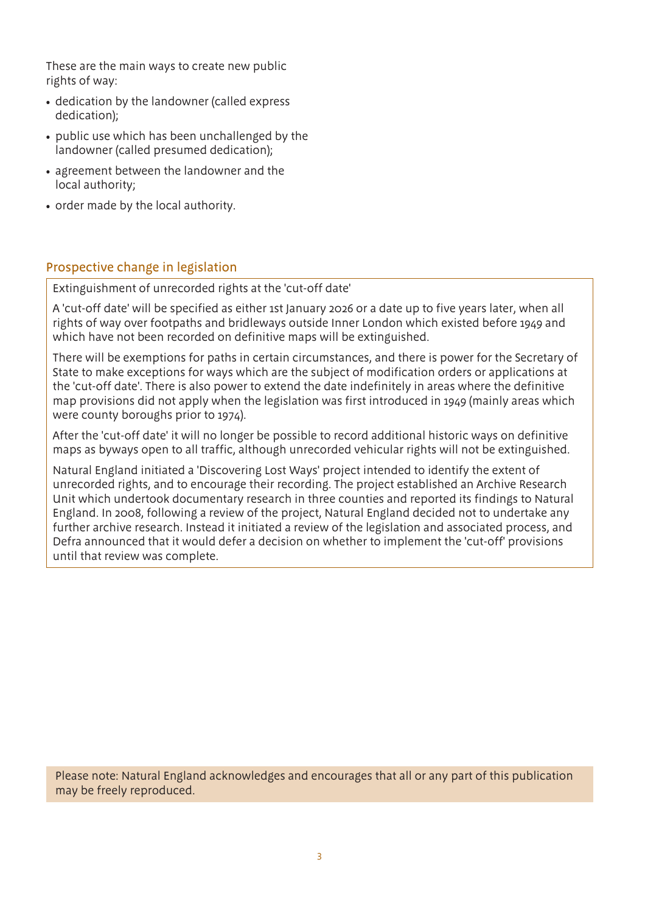These are the main ways to create new public rights of way:

- dedication by the landowner (called express dedication);
- public use which has been unchallenged by the landowner (called presumed dedication);
- agreement between the landowner and the local authority;
- order made by the local authority.

## Prospective change in legislation

Extinguishment of unrecorded rights at the 'cut-off date'

A 'cut-off date' will be specified as either 1st January 2026 or a date up to five years later, when all rights of way over footpaths and bridleways outside Inner London which existed before 1949 and which have not been recorded on definitive maps will be extinguished.

There will be exemptions for paths in certain circumstances, and there is power for the Secretary of State to make exceptions for ways which are the subject of modification orders or applications at the 'cut-off date'. There is also power to extend the date indefinitely in areas where the definitive map provisions did not apply when the legislation was first introduced in 1949 (mainly areas which were county boroughs prior to 1974).

After the 'cut-off date' it will no longer be possible to record additional historic ways on definitive maps as byways open to all traffic, although unrecorded vehicular rights will not be extinguished.

Natural England initiated a 'Discovering Lost Ways' project intended to identify the extent of unrecorded rights, and to encourage their recording. The project established an Archive Research Unit which undertook documentary research in three counties and reported its findings to Natural England. In 2008, following a review of the project, Natural England decided not to undertake any further archive research. Instead it initiated a review of the legislation and associated process, and Defra announced that it would defer a decision on whether to implement the 'cut-off' provisions until that review was complete.

Please note: Natural England acknowledges and encourages that all or any part of this publication may be freely reproduced.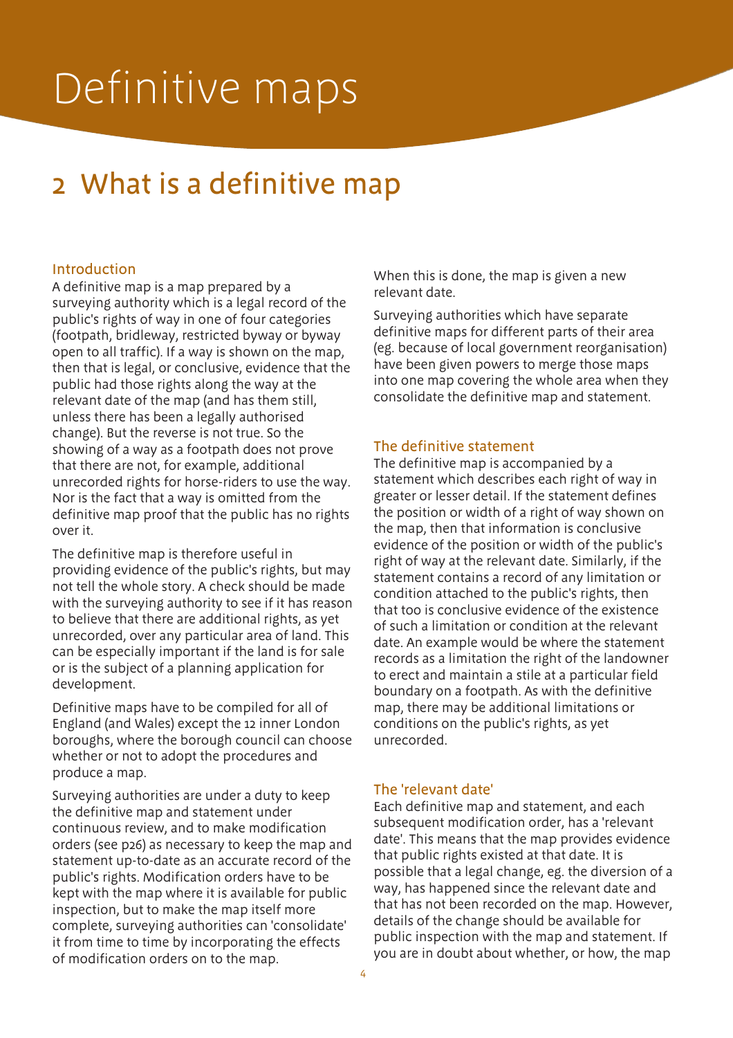# Definitive maps

## 2 What is a definitive map

### Introduction

A definitive map is a map prepared by a surveying authority which is a legal record of the public's rights of way in one of four categories (footpath, bridleway, restricted byway or byway open to all traffic). If a way is shown on the map, then that is legal, or conclusive, evidence that the public had those rights along the way at the relevant date of the map (and has them still, unless there has been a legally authorised change). But the reverse is not true. So the showing of a way as a footpath does not prove that there are not, for example, additional unrecorded rights for horse-riders to use the way. Nor is the fact that a way is omitted from the definitive map proof that the public has no rights over it.

The definitive map is therefore useful in providing evidence of the public's rights, but may not tell the whole story. A check should be made with the surveying authority to see if it has reason to believe that there are additional rights, as yet unrecorded, over any particular area of land. This can be especially important if the land is for sale or is the subject of a planning application for development.

Definitive maps have to be compiled for all of England (and Wales) except the 12 inner London boroughs, where the borough council can choose whether or not to adopt the procedures and produce a map.

Surveying authorities are under a duty to keep the definitive map and statement under continuous review, and to make modification orders (see p26) as necessary to keep the map and statement up-to-date as an accurate record of the public's rights. Modification orders have to be kept with the map where it is available for public inspection, but to make the map itself more complete, surveying authorities can 'consolidate' it from time to time by incorporating the effects of modification orders on to the map. When this is done, the map is given a new relevant date.

Surveying authorities which have separate definitive maps for different parts of their area (eg. because of local government reorganisation) have been given powers to merge those maps into one map covering the whole area when they consolidate the definitive map and statement.

### The definitive statement

The definitive map is accompanied by a statement which describes each right of way in greater or lesser detail. If the statement defines the position or width of a right of way shown on the map, then that information is conclusive evidence of the position or width of the public's right of way at the relevant date. Similarly, if the statement contains a record of any limitation or condition attached to the public's rights, then that too is conclusive evidence of the existence of such a limitation or condition at the relevant date. An example would be where the statement records as a limitation the right of the landowner to erect and maintain a stile at a particular field boundary on a footpath. As with the definitive map, there may be additional limitations or conditions on the public's rights, as yet unrecorded.

### The 'relevant date'

Each definitive map and statement, and each subsequent modification order, has a 'relevant date'. This means that the map provides evidence that public rights existed at that date. It is possible that a legal change, eg. the diversion of a way, has happened since the relevant date and that has not been recorded on the map. However, details of the change should be available for public inspection with the map and statement. If you are in doubt about whether, or how, the map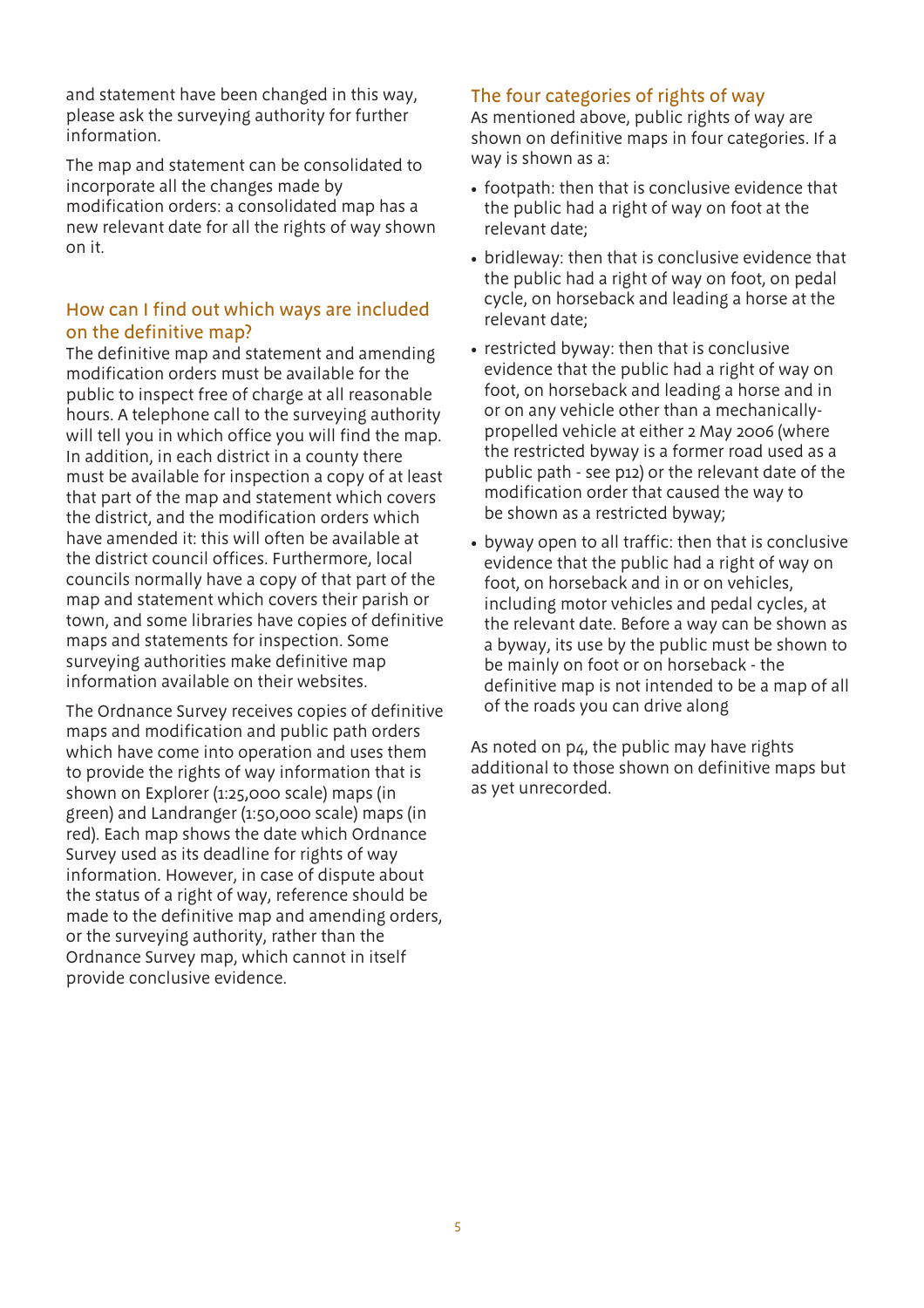and statement have been changed in this way, please ask the surveying authority for further information.

The map and statement can be consolidated to incorporate all the changes made by modification orders: a consolidated map has a new relevant date for all the rights of way shown on it.

## How can I find out which ways are included on the definitive map?

The definitive map and statement and amending modification orders must be available for the public to inspect free of charge at all reasonable hours. A telephone call to the surveying authority will tell you in which office you will find the map. In addition, in each district in a county there must be available for inspection a copy of at least that part of the map and statement which covers the district, and the modification orders which have amended it: this will often be available at the district council offices. Furthermore, local councils normally have a copy of that part of the map and statement which covers their parish or town, and some libraries have copies of definitive maps and statements for inspection. Some surveying authorities make definitive map information available on their websites.

The Ordnance Survey receives copies of definitive maps and modification and public path orders which have come into operation and uses them to provide the rights of way information that is shown on Explorer (1:25,000 scale) maps (in green) and Landranger (1:50,000 scale) maps (in red). Each map shows the date which Ordnance Survey used as its deadline for rights of way information. However, in case of dispute about the status of a right of way, reference should be made to the definitive map and amending orders, or the surveying authority, rather than the Ordnance Survey map, which cannot in itself provide conclusive evidence.

## The four categories of rights of way

As mentioned above, public rights of way are shown on definitive maps in four categories. If a way is shown as a:

- footpath: then that is conclusive evidence that the public had a right of way on foot at the relevant date;
- bridleway: then that is conclusive evidence that the public had a right of way on foot, on pedal cycle, on horseback and leading a horse at the relevant date;
- restricted byway: then that is conclusive evidence that the public had a right of way on foot, on horseback and leading a horse and in or on any vehicle other than a mechanically-propelled vehicle at either 2 May 2006 (where the restricted byway is a former road used as a public path - see p12) or the relevant date of the modification order that caused the way to be shown as a restricted byway;
- byway open to all traffic: then that is conclusive evidence that the public had a right of way on foot, on horseback and in or on vehicles, including motor vehicles and pedal cycles, at the relevant date. Before a way can be shown as a byway, its use by the public must be shown to be mainly on foot or on horseback - the definitive map is not intended to be a map of all of the roads you can drive along

As noted on p4, the public may have rights additional to those shown on definitive maps but as yet unrecorded.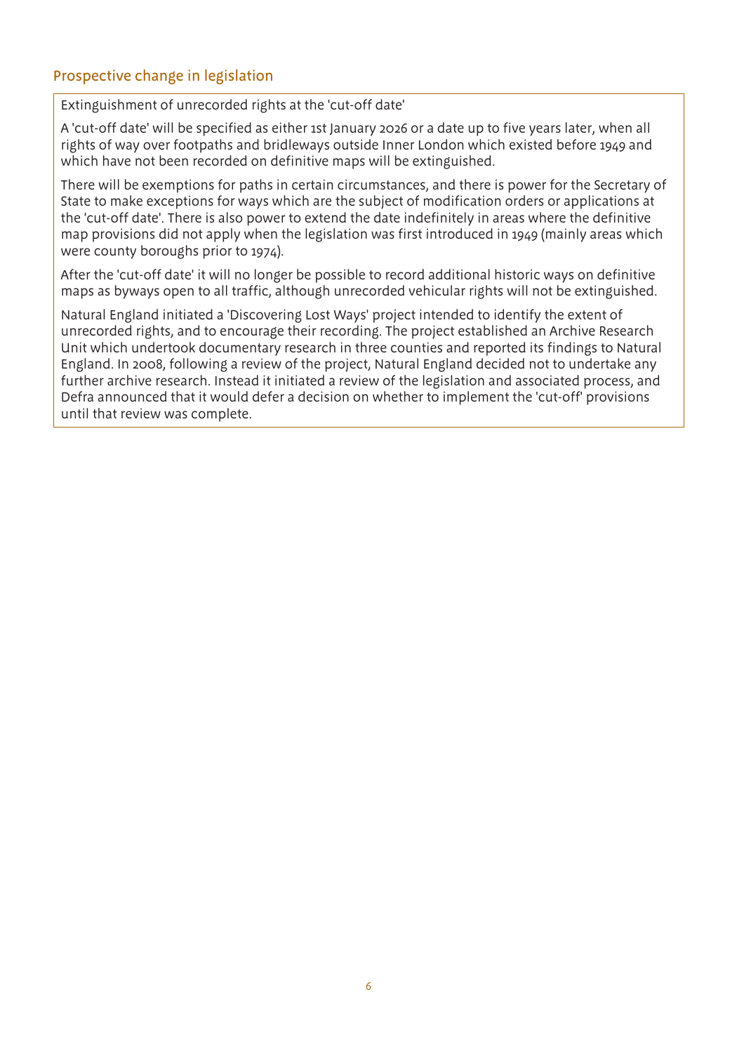## Prospective change in legislation

Extinguishment of unrecorded rights at the 'cut-off date'

A 'cut-off date' will be specified as either 1st January 2026 or a date up to five years later, when all rights of way over footpaths and bridleways outside Inner London which existed before 1949 and which have not been recorded on definitive maps will be extinguished.

There will be exemptions for paths in certain circumstances, and there is power for the Secretary of State to make exceptions for ways which are the subject of modification orders or applications at the 'cut-off date'. There is also power to extend the date indefinitely in areas where the definitive map provisions did not apply when the legislation was first introduced in 1949 (mainly areas which were county boroughs prior to 1974).

After the 'cut-off date' it will no longer be possible to record additional historic ways on definitive maps as byways open to all traffic, although unrecorded vehicular rights will not be extinguished.

Natural England initiated a 'Discovering Lost Ways' project intended to identify the extent of unrecorded rights, and to encourage their recording. The project established an Archive Research Unit which undertook documentary research in three counties and reported its findings to Natural England. In 2008, following a review of the project, Natural England decided not to undertake any further archive research. Instead it initiated a review of the legislation and associated process, and Defra announced that it would defer a decision on whether to implement the 'cut-off' provisions until that review was complete.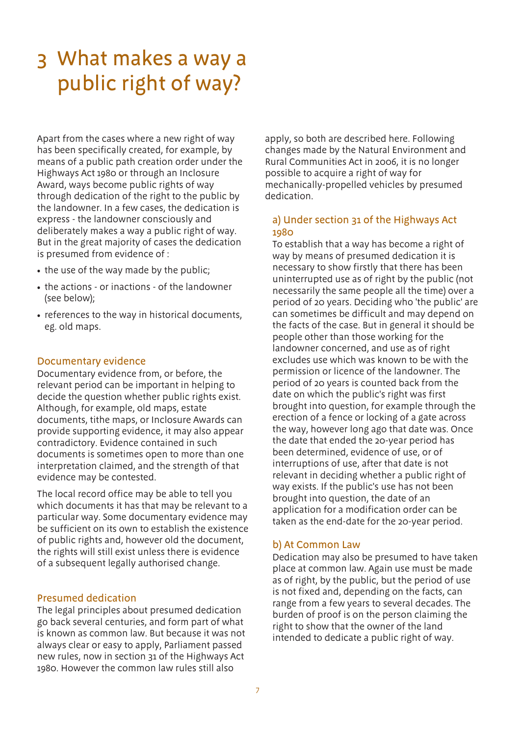# 3 What makes a way a public right of way?

Apart from the cases where a new right of way has been specifically created, for example, by means of a public path creation order under the Highways Act 1980 or through an Inclosure Award, ways become public rights of way through dedication of the right to the public by the landowner. In a few cases, the dedication is express - the landowner consciously and deliberately makes a way a public right of way. But in the great majority of cases the dedication is presumed from evidence of :

- the use of the way made by the public;
- the actions - or inactions - of the landowner (see below);
- references to the way in historical documents, eg. old maps.

### Documentary evidence

Documentary evidence from, or before, the relevant period can be important in helping to decide the question whether public rights exist. Although, for example, old maps, estate documents, tithe maps, or Inclosure Awards can provide supporting evidence, it may also appear contradictory. Evidence contained in such documents is sometimes open to more than one interpretation claimed, and the strength of that evidence may be contested.

The local record office may be able to tell you which documents it has that may be relevant to a particular way. Some documentary evidence may be sufficient on its own to establish the existence of public rights and, however old the document, the rights will still exist unless there is evidence of a subsequent legally authorised change.

### Presumed dedication

The legal principles about presumed dedication go back several centuries, and form part of what is known as common law. But because it was not always clear or easy to apply, Parliament passed new rules, now in section 31 of the Highways Act 1980. However the common law rules still also apply, so both are described here. Following changes made by the Natural Environment and Rural Communities Act in 2006, it is no longer possible to acquire a right of way for mechanically-propelled vehicles by presumed dedication.

#### a) Under section 31 of the Highways Act 1980

To establish that a way has become a right of way by means of presumed dedication it is necessary to show firstly that there has been uninterrupted use as of right by the public (not necessarily the same people all the time) over a period of 20 years. Deciding who 'the public' are can sometimes be difficult and may depend on the facts of the case. But in general it should be people other than those working for the landowner concerned, and use as of right excludes use which was known to be with the permission or licence of the landowner. The period of 20 years is counted back from the date on which the public's right was first brought into question, for example through the erection of a fence or locking of a gate across the way, however long ago that date was. Once the date that ended the 20-year period has been determined, evidence of use, or of interruptions of use, after that date is not relevant in deciding whether a public right of way exists. If the public's use has not been brought into question, the date of an application for a modification order can be taken as the end-date for the 20-year period.

#### b) At Common Law

Dedication may also be presumed to have taken place at common law. Again use must be made as of right, by the public, but the period of use is not fixed and, depending on the facts, can range from a few years to several decades. The burden of proof is on the person claiming the right to show that the owner of the land intended to dedicate a public right of way.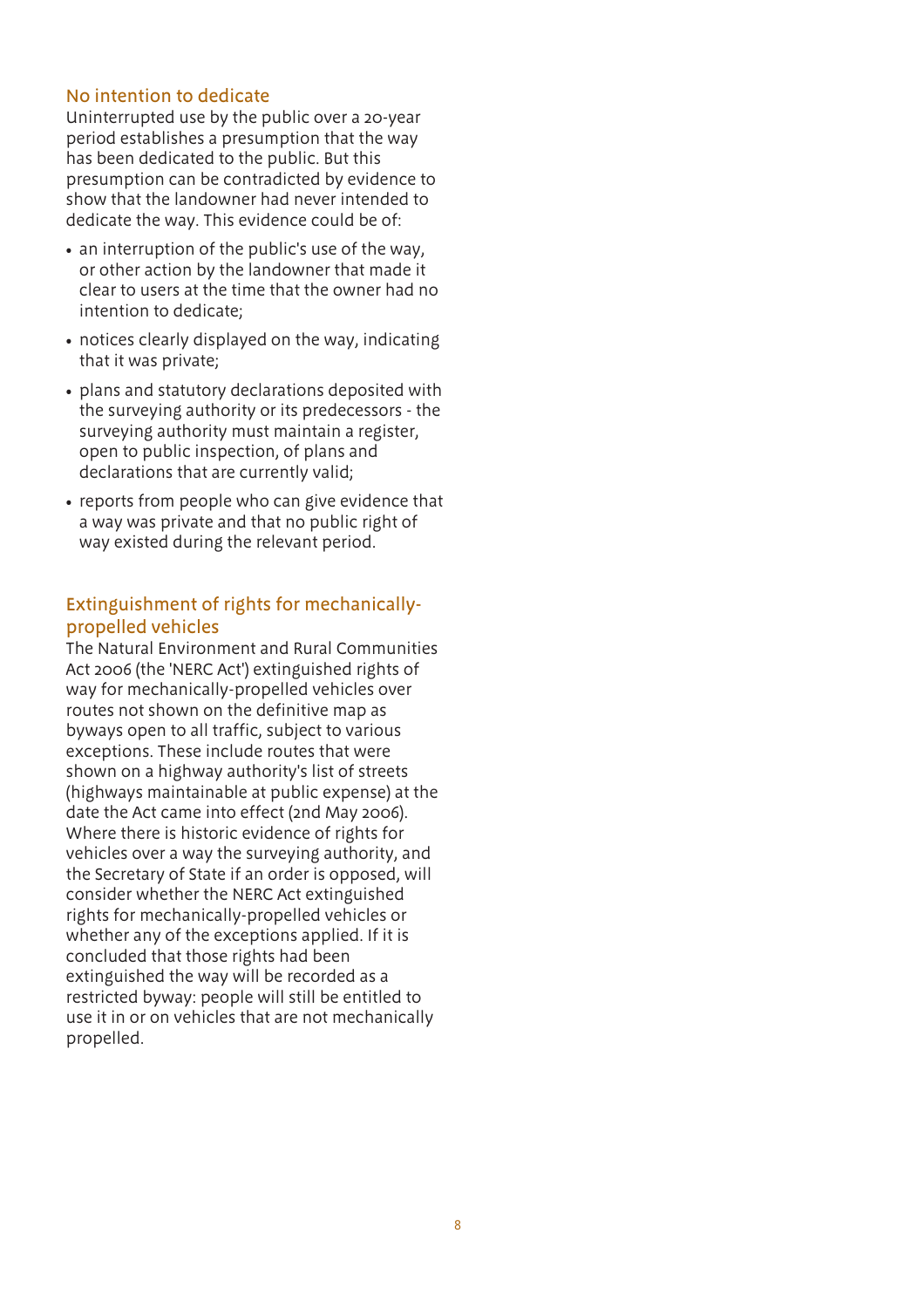## No intention to dedicate

Uninterrupted use by the public over a 20-year period establishes a presumption that the way has been dedicated to the public. But this presumption can be contradicted by evidence to show that the landowner had never intended to dedicate the way. This evidence could be of:

- an interruption of the public's use of the way, or other action by the landowner that made it clear to users at the time that the owner had no intention to dedicate;
- notices clearly displayed on the way, indicating that it was private;
- plans and statutory declarations deposited with the surveying authority or its predecessors - the surveying authority must maintain a register, open to public inspection, of plans and declarations that are currently valid;
- reports from people who can give evidence that a way was private and that no public right of way existed during the relevant period.

## Extinguishment of rights for mechanically-propelled vehicles

The Natural Environment and Rural Communities Act 2006 (the 'NERC Act') extinguished rights of way for mechanically-propelled vehicles over routes not shown on the definitive map as byways open to all traffic, subject to various exceptions. These include routes that were shown on a highway authority's list of streets (highways maintainable at public expense) at the date the Act came into effect (2nd May 2006). Where there is historic evidence of rights for vehicles over a way the surveying authority, and the Secretary of State if an order is opposed, will consider whether the NERC Act extinguished rights for mechanically-propelled vehicles or whether any of the exceptions applied. If it is concluded that those rights had been extinguished the way will be recorded as a restricted byway: people will still be entitled to use it in or on vehicles that are not mechanically propelled.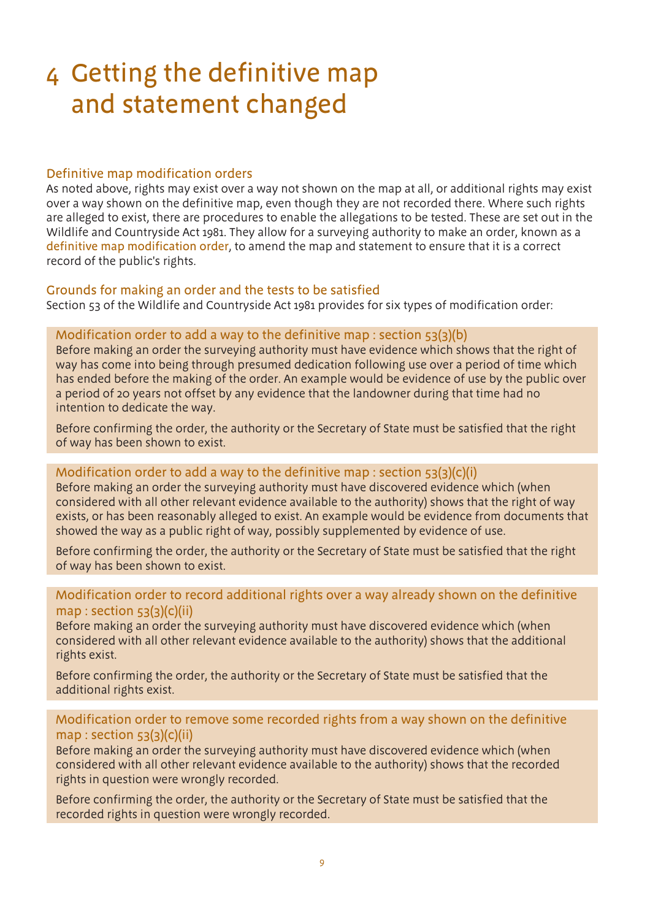# 4 Getting the definitive map and statement changed

## Definitive map modification orders

As noted above, rights may exist over a way not shown on the map at all, or additional rights may exist over a way shown on the definitive map, even though they are not recorded there. Where such rights are alleged to exist, there are procedures to enable the allegations to be tested. These are set out in the Wildlife and Countryside Act 1981. They allow for a surveying authority to make an order, known as a definitive map modification order, to amend the map and statement to ensure that it is a correct record of the public's rights.

## Grounds for making an order and the tests to be satisfied

Section 53 of the Wildlife and Countryside Act 1981 provides for six types of modification order:

### Modification order to add a way to the definitive map : section 53(3)(b)

Before making an order the surveying authority must have evidence which shows that the right of way has come into being through presumed dedication following use over a period of time which has ended before the making of the order. An example would be evidence of use by the public over a period of 20 years not offset by any evidence that the landowner during that time had no intention to dedicate the way.

Before confirming the order, the authority or the Secretary of State must be satisfied that the right of way has been shown to exist.

### Modification order to add a way to the definitive map : section 53(3)(c)(i)

Before making an order the surveying authority must have discovered evidence which (when considered with all other relevant evidence available to the authority) shows that the right of way exists, or has been reasonably alleged to exist. An example would be evidence from documents that showed the way as a public right of way, possibly supplemented by evidence of use.

Before confirming the order, the authority or the Secretary of State must be satisfied that the right of way has been shown to exist.

### Modification order to record additional rights over a way already shown on the definitive map : section 53(3)(c)(ii)

Before making an order the surveying authority must have discovered evidence which (when considered with all other relevant evidence available to the authority) shows that the additional rights exist.

Before confirming the order, the authority or the Secretary of State must be satisfied that the additional rights exist.

### Modification order to remove some recorded rights from a way shown on the definitive map : section 53(3)(c)(ii)

Before making an order the surveying authority must have discovered evidence which (when considered with all other relevant evidence available to the authority) shows that the recorded rights in question were wrongly recorded.

Before confirming the order, the authority or the Secretary of State must be satisfied that the recorded rights in question were wrongly recorded.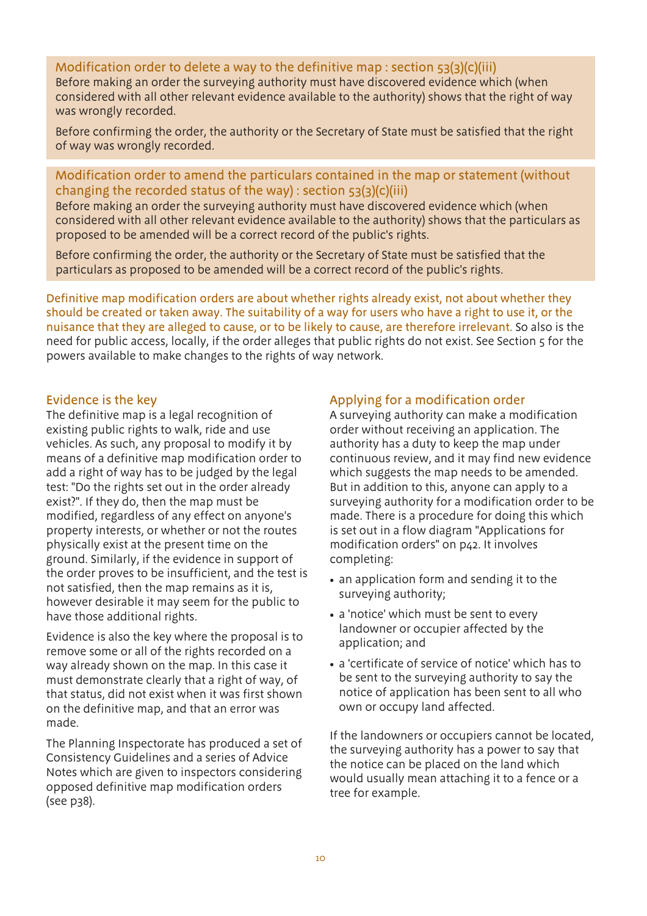### Modification order to delete a way to the definitive map : section 53(3)(c)(iii)

Before making an order the surveying authority must have discovered evidence which (when considered with all other relevant evidence available to the authority) shows that the right of way was wrongly recorded.

Before confirming the order, the authority or the Secretary of State must be satisfied that the right of way was wrongly recorded.

### Modification order to amend the particulars contained in the map or statement (without changing the recorded status of the way) : section 53(3)(c)(iii)

Before making an order the surveying authority must have discovered evidence which (when considered with all other relevant evidence available to the authority) shows that the particulars as proposed to be amended will be a correct record of the public's rights.

Before confirming the order, the authority or the Secretary of State must be satisfied that the particulars as proposed to be amended will be a correct record of the public's rights.

Definitive map modification orders are about whether rights already exist, not about whether they should be created or taken away. The suitability of a way for users who have a right to use it, or the nuisance that they are alleged to cause, or to be likely to cause, are therefore irrelevant. So also is the need for public access, locally, if the order alleges that public rights do not exist. See Section 5 for the powers available to make changes to the rights of way network.

## Evidence is the key

The definitive map is a legal recognition of existing public rights to walk, ride and use vehicles. As such, any proposal to modify it by means of a definitive map modification order to add a right of way has to be judged by the legal test: "Do the rights set out in the order already exist?". If they do, then the map must be modified, regardless of any effect on anyone's property interests, or whether or not the routes physically exist at the present time on the ground. Similarly, if the evidence in support of the order proves to be insufficient, and the test is not satisfied, then the map remains as it is, however desirable it may seem for the public to have those additional rights.

Evidence is also the key where the proposal is to remove some or all of the rights recorded on a way already shown on the map. In this case it must demonstrate clearly that a right of way, of that status, did not exist when it was first shown on the definitive map, and that an error was made.

The Planning Inspectorate has produced a set of Consistency Guidelines and a series of Advice Notes which are given to inspectors considering opposed definitive map modification orders (see p38).

## Applying for a modification order

A surveying authority can make a modification order without receiving an application. The authority has a duty to keep the map under continuous review, and it may find new evidence which suggests the map needs to be amended. But in addition to this, anyone can apply to a surveying authority for a modification order to be made. There is a procedure for doing this which is set out in a flow diagram "Applications for modification orders" on p42. It involves completing:

- an application form and sending it to the surveying authority;
- a 'notice' which must be sent to every landowner or occupier affected by the application; and
- a 'certificate of service of notice' which has to be sent to the surveying authority to say the notice of application has been sent to all who own or occupy land affected.

If the landowners or occupiers cannot be located, the surveying authority has a power to say that the notice can be placed on the land which would usually mean attaching it to a fence or a tree for example.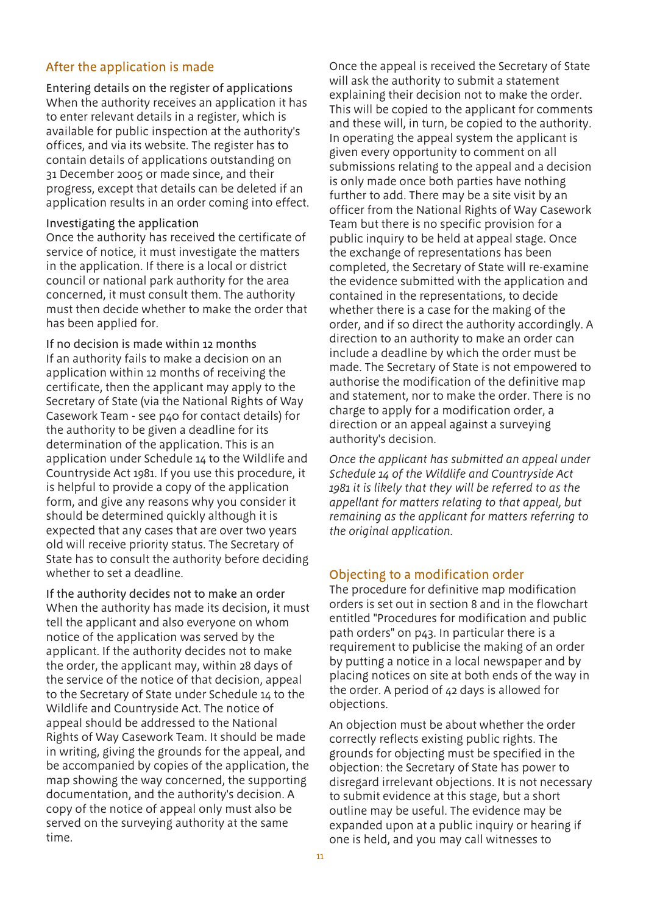## After the application is made

### Entering details on the register of applications

When the authority receives an application it has to enter relevant details in a register, which is available for public inspection at the authority's offices, and via its website. The register has to contain details of applications outstanding on 31 December 2005 or made since, and their progress, except that details can be deleted if an application results in an order coming into effect.

### Investigating the application

Once the authority has received the certificate of service of notice, it must investigate the matters in the application. If there is a local or district council or national park authority for the area concerned, it must consult them. The authority must then decide whether to make the order that has been applied for.

### If no decision is made within 12 months

If an authority fails to make a decision on an application within 12 months of receiving the certificate, then the applicant may apply to the Secretary of State (via the National Rights of Way Casework Team - see p40 for contact details) for the authority to be given a deadline for its determination of the application. This is an application under Schedule 14 to the Wildlife and Countryside Act 1981. If you use this procedure, it is helpful to provide a copy of the application form, and give any reasons why you consider it should be determined quickly although it is expected that any cases that are over two years old will receive priority status. The Secretary of State has to consult the authority before deciding whether to set a deadline.

### If the authority decides not to make an order

When the authority has made its decision, it must tell the applicant and also everyone on whom notice of the application was served by the applicant. If the authority decides not to make the order, the applicant may, within 28 days of the service of the notice of that decision, appeal to the Secretary of State under Schedule 14 to the Wildlife and Countryside Act. The notice of appeal should be addressed to the National Rights of Way Casework Team. It should be made in writing, giving the grounds for the appeal, and be accompanied by copies of the application, the map showing the way concerned, the supporting documentation, and the authority's decision. A copy of the notice of appeal only must also be served on the surveying authority at the same time.

Once the appeal is received the Secretary of State will ask the authority to submit a statement explaining their decision not to make the order. This will be copied to the applicant for comments and these will, in turn, be copied to the authority. In operating the appeal system the applicant is given every opportunity to comment on all submissions relating to the appeal and a decision is only made once both parties have nothing further to add. There may be a site visit by an officer from the National Rights of Way Casework Team but there is no specific provision for a public inquiry to be held at appeal stage. Once the exchange of representations has been completed, the Secretary of State will re-examine the evidence submitted with the application and contained in the representations, to decide whether there is a case for the making of the order, and if so direct the authority accordingly. A direction to an authority to make an order can include a deadline by which the order must be made. The Secretary of State is not empowered to authorise the modification of the definitive map and statement, nor to make the order. There is no charge to apply for a modification order, a direction or an appeal against a surveying authority's decision.

*Once the applicant has submitted an appeal under Schedule 14 of the Wildlife and Countryside Act 1981 it is likely that they will be referred to as the appellant for matters relating to that appeal, but remaining as the applicant for matters referring to the original application.*

## Objecting to a modification order

The procedure for definitive map modification orders is set out in section 8 and in the flowchart entitled "Procedures for modification and public path orders" on p43. In particular there is a requirement to publicise the making of an order by putting a notice in a local newspaper and by placing notices on site at both ends of the way in the order. A period of 42 days is allowed for objections.

An objection must be about whether the order correctly reflects existing public rights. The grounds for objecting must be specified in the objection: the Secretary of State has power to disregard irrelevant objections. It is not necessary to submit evidence at this stage, but a short outline may be useful. The evidence may be expanded upon at a public inquiry or hearing if one is held, and you may call witnesses to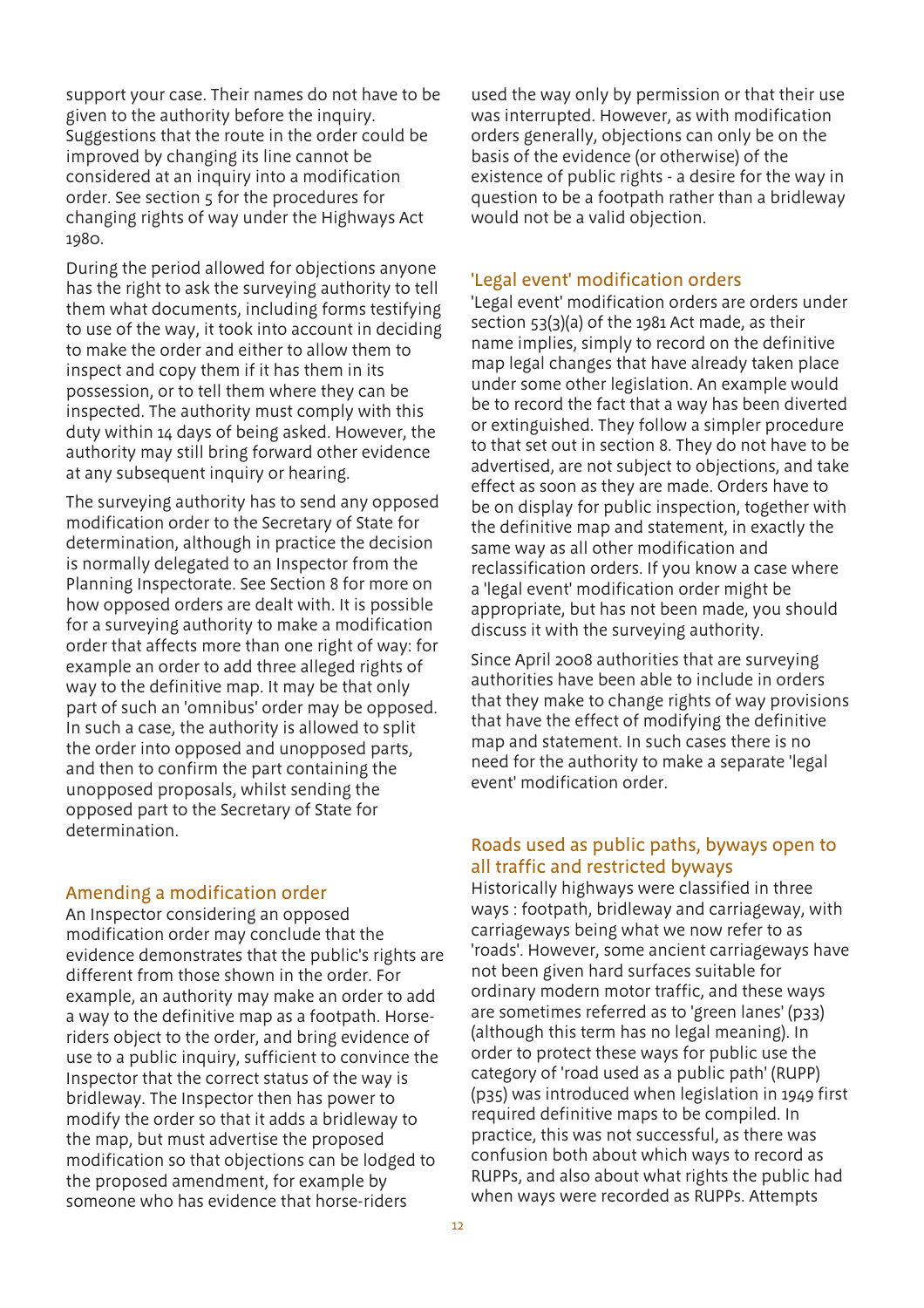support your case. Their names do not have to be given to the authority before the inquiry. Suggestions that the route in the order could be improved by changing its line cannot be considered at an inquiry into a modification order. See section 5 for the procedures for changing rights of way under the Highways Act 1980.

During the period allowed for objections anyone has the right to ask the surveying authority to tell them what documents, including forms testifying to use of the way, it took into account in deciding to make the order and either to allow them to inspect and copy them if it has them in its possession, or to tell them where they can be inspected. The authority must comply with this duty within 14 days of being asked. However, the authority may still bring forward other evidence at any subsequent inquiry or hearing.

The surveying authority has to send any opposed modification order to the Secretary of State for determination, although in practice the decision is normally delegated to an Inspector from the Planning Inspectorate. See Section 8 for more on how opposed orders are dealt with. It is possible for a surveying authority to make a modification order that affects more than one right of way: for example an order to add three alleged rights of way to the definitive map. It may be that only part of such an 'omnibus' order may be opposed. In such a case, the authority is allowed to split the order into opposed and unopposed parts, and then to confirm the part containing the unopposed proposals, whilst sending the opposed part to the Secretary of State for determination.

## Amending a modification order

An Inspector considering an opposed modification order may conclude that the evidence demonstrates that the public's rights are different from those shown in the order. For example, an authority may make an order to add a way to the definitive map as a footpath. Horse-riders object to the order, and bring evidence of use to a public inquiry, sufficient to convince the Inspector that the correct status of the way is bridleway. The Inspector then has power to modify the order so that it adds a bridleway to the map, but must advertise the proposed modification so that objections can be lodged to the proposed amendment, for example by someone who has evidence that horse-riders used the way only by permission or that their use was interrupted. However, as with modification orders generally, objections can only be on the basis of the evidence (or otherwise) of the existence of public rights - a desire for the way in question to be a footpath rather than a bridleway would not be a valid objection.

## 'Legal event' modification orders

'Legal event' modification orders are orders under section 53(3)(a) of the 1981 Act made, as their name implies, simply to record on the definitive map legal changes that have already taken place under some other legislation. An example would be to record the fact that a way has been diverted or extinguished. They follow a simpler procedure to that set out in section 8. They do not have to be advertised, are not subject to objections, and take effect as soon as they are made. Orders have to be on display for public inspection, together with the definitive map and statement, in exactly the same way as all other modification and reclassification orders. If you know a case where a 'legal event' modification order might be appropriate, but has not been made, you should discuss it with the surveying authority.

Since April 2008 authorities that are surveying authorities have been able to include in orders that they make to change rights of way provisions that have the effect of modifying the definitive map and statement. In such cases there is no need for the authority to make a separate 'legal event' modification order.

## Roads used as public paths, byways open to all traffic and restricted byways

Historically highways were classified in three ways : footpath, bridleway and carriageway, with carriageways being what we now refer to as 'roads'. However, some ancient carriageways have not been given hard surfaces suitable for ordinary modern motor traffic, and these ways are sometimes referred as to 'green lanes' (p33) (although this term has no legal meaning). In order to protect these ways for public use the category of 'road used as a public path' (RUPP) (p35) was introduced when legislation in 1949 first required definitive maps to be compiled. In practice, this was not successful, as there was confusion both about which ways to record as RUPPs, and also about what rights the public had when ways were recorded as RUPPs. Attempts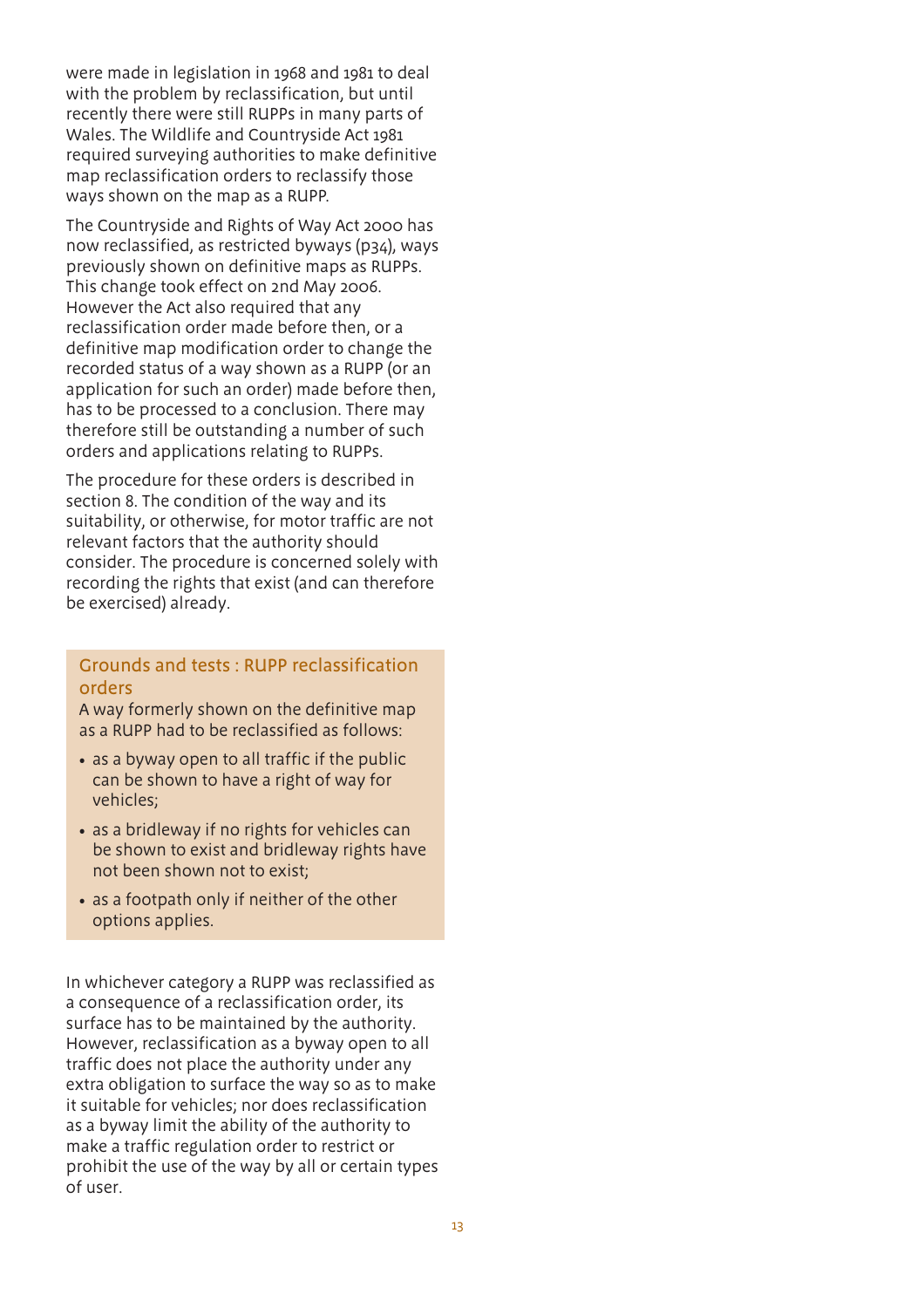were made in legislation in 1968 and 1981 to deal with the problem by reclassification, but until recently there were still RUPPs in many parts of Wales. The Wildlife and Countryside Act 1981 required surveying authorities to make definitive map reclassification orders to reclassify those ways shown on the map as a RUPP.

The Countryside and Rights of Way Act 2000 has now reclassified, as restricted byways (p34), ways previously shown on definitive maps as RUPPs. This change took effect on 2nd May 2006. However the Act also required that any reclassification order made before then, or a definitive map modification order to change the recorded status of a way shown as a RUPP (or an application for such an order) made before then, has to be processed to a conclusion. There may therefore still be outstanding a number of such orders and applications relating to RUPPs.

The procedure for these orders is described in section 8. The condition of the way and its suitability, or otherwise, for motor traffic are not relevant factors that the authority should consider. The procedure is concerned solely with recording the rights that exist (and can therefore be exercised) already.

### Grounds and tests : RUPP reclassification orders

A way formerly shown on the definitive map as a RUPP had to be reclassified as follows:

- as a byway open to all traffic if the public can be shown to have a right of way for vehicles;
- as a bridleway if no rights for vehicles can be shown to exist and bridleway rights have not been shown not to exist;
- as a footpath only if neither of the other options applies.

In whichever category a RUPP was reclassified as a consequence of a reclassification order, its surface has to be maintained by the authority. However, reclassification as a byway open to all traffic does not place the authority under any extra obligation to surface the way so as to make it suitable for vehicles; nor does reclassification as a byway limit the ability of the authority to make a traffic regulation order to restrict or prohibit the use of the way by all or certain types of user.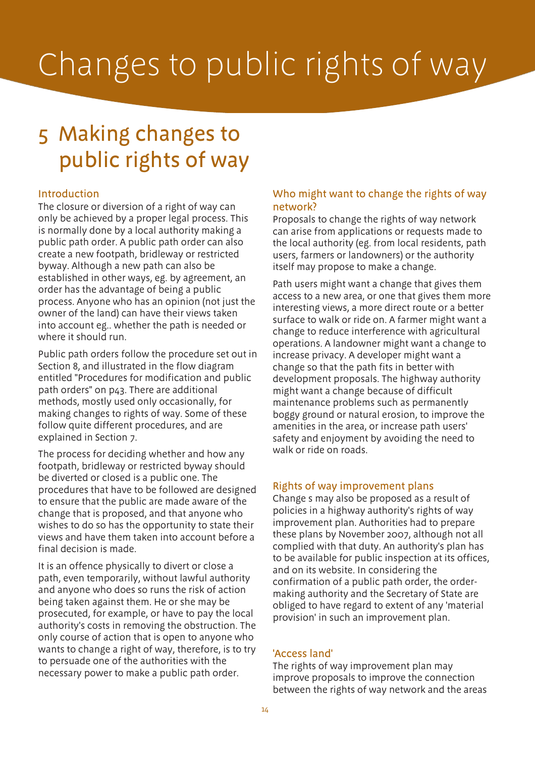# Changes to public rights of way

## 5 Making changes to public rights of way

### Introduction

The closure or diversion of a right of way can only be achieved by a proper legal process. This is normally done by a local authority making a public path order. A public path order can also create a new footpath, bridleway or restricted byway. Although a new path can also be established in other ways, eg. by agreement, an order has the advantage of being a public process. Anyone who has an opinion (not just the owner of the land) can have their views taken into account eg.. whether the path is needed or where it should run.

Public path orders follow the procedure set out in Section 8, and illustrated in the flow diagram entitled "Procedures for modification and public path orders" on p43. There are additional methods, mostly used only occasionally, for making changes to rights of way. Some of these follow quite different procedures, and are explained in Section 7.

The process for deciding whether and how any footpath, bridleway or restricted byway should be diverted or closed is a public one. The procedures that have to be followed are designed to ensure that the public are made aware of the change that is proposed, and that anyone who wishes to do so has the opportunity to state their views and have them taken into account before a final decision is made.

It is an offence physically to divert or close a path, even temporarily, without lawful authority and anyone who does so runs the risk of action being taken against them. He or she may be prosecuted, for example, or have to pay the local authority's costs in removing the obstruction. The only course of action that is open to anyone who wants to change a right of way, therefore, is to try to persuade one of the authorities with the necessary power to make a public path order.

### Who might want to change the rights of way network?

Proposals to change the rights of way network can arise from applications or requests made to the local authority (eg. from local residents, path users, farmers or landowners) or the authority itself may propose to make a change.

Path users might want a change that gives them access to a new area, or one that gives them more interesting views, a more direct route or a better surface to walk or ride on. A farmer might want a change to reduce interference with agricultural operations. A landowner might want a change to increase privacy. A developer might want a change so that the path fits in better with development proposals. The highway authority might want a change because of difficult maintenance problems such as permanently boggy ground or natural erosion, to improve the amenities in the area, or increase path users' safety and enjoyment by avoiding the need to walk or ride on roads.

### Rights of way improvement plans

Change s may also be proposed as a result of policies in a highway authority's rights of way improvement plan. Authorities had to prepare these plans by November 2007, although not all complied with that duty. An authority's plan has to be available for public inspection at its offices, and on its website. In considering the confirmation of a public path order, the order-making authority and the Secretary of State are obliged to have regard to extent of any 'material provision' in such an improvement plan.

### 'Access land'

The rights of way improvement plan may improve proposals to improve the connection between the rights of way network and the areas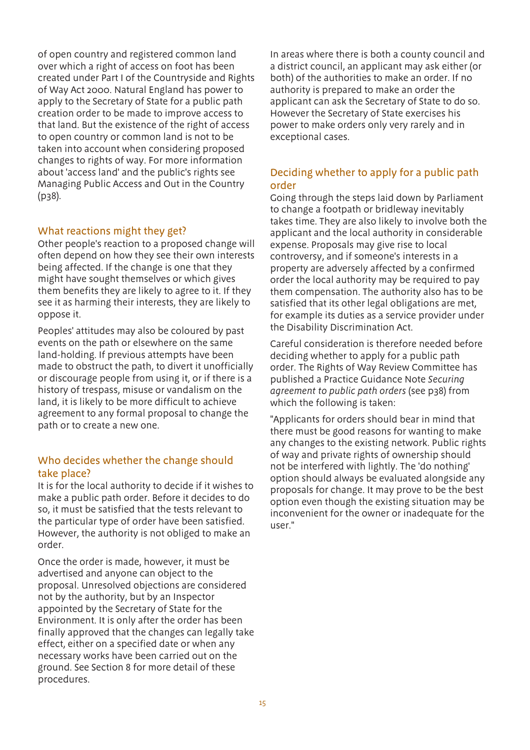of open country and registered common land over which a right of access on foot has been created under Part I of the Countryside and Rights of Way Act 2000. Natural England has power to apply to the Secretary of State for a public path creation order to be made to improve access to that land. But the existence of the right of access to open country or common land is not to be taken into account when considering proposed changes to rights of way. For more information about 'access land' and the public's rights see Managing Public Access and Out in the Country (p38).

## What reactions might they get?

Other people's reaction to a proposed change will often depend on how they see their own interests being affected. If the change is one that they might have sought themselves or which gives them benefits they are likely to agree to it. If they see it as harming their interests, they are likely to oppose it.

Peoples' attitudes may also be coloured by past events on the path or elsewhere on the same land-holding. If previous attempts have been made to obstruct the path, to divert it unofficially or discourage people from using it, or if there is a history of trespass, misuse or vandalism on the land, it is likely to be more difficult to achieve agreement to any formal proposal to change the path or to create a new one.

## Who decides whether the change should take place?

It is for the local authority to decide if it wishes to make a public path order. Before it decides to do so, it must be satisfied that the tests relevant to the particular type of order have been satisfied. However, the authority is not obliged to make an order.

Once the order is made, however, it must be advertised and anyone can object to the proposal. Unresolved objections are considered not by the authority, but by an Inspector appointed by the Secretary of State for the Environment. It is only after the order has been finally approved that the changes can legally take effect, either on a specified date or when any necessary works have been carried out on the ground. See Section 8 for more detail of these procedures.

In areas where there is both a county council and a district council, an applicant may ask either (or both) of the authorities to make an order. If no authority is prepared to make an order the applicant can ask the Secretary of State to do so. However the Secretary of State exercises his power to make orders only very rarely and in exceptional cases.

## Deciding whether to apply for a public path order

Going through the steps laid down by Parliament to change a footpath or bridleway inevitably takes time. They are also likely to involve both the applicant and the local authority in considerable expense. Proposals may give rise to local controversy, and if someone's interests in a property are adversely affected by a confirmed order the local authority may be required to pay them compensation. The authority also has to be satisfied that its other legal obligations are met, for example its duties as a service provider under the Disability Discrimination Act.

Careful consideration is therefore needed before deciding whether to apply for a public path order. The Rights of Way Review Committee has published a Practice Guidance Note *Securing agreement to public path orders* (see p38) from which the following is taken:

"Applicants for orders should bear in mind that there must be good reasons for wanting to make any changes to the existing network. Public rights of way and private rights of ownership should not be interfered with lightly. The 'do nothing' option should always be evaluated alongside any proposals for change. It may prove to be the best option even though the existing situation may be inconvenient for the owner or inadequate for the user."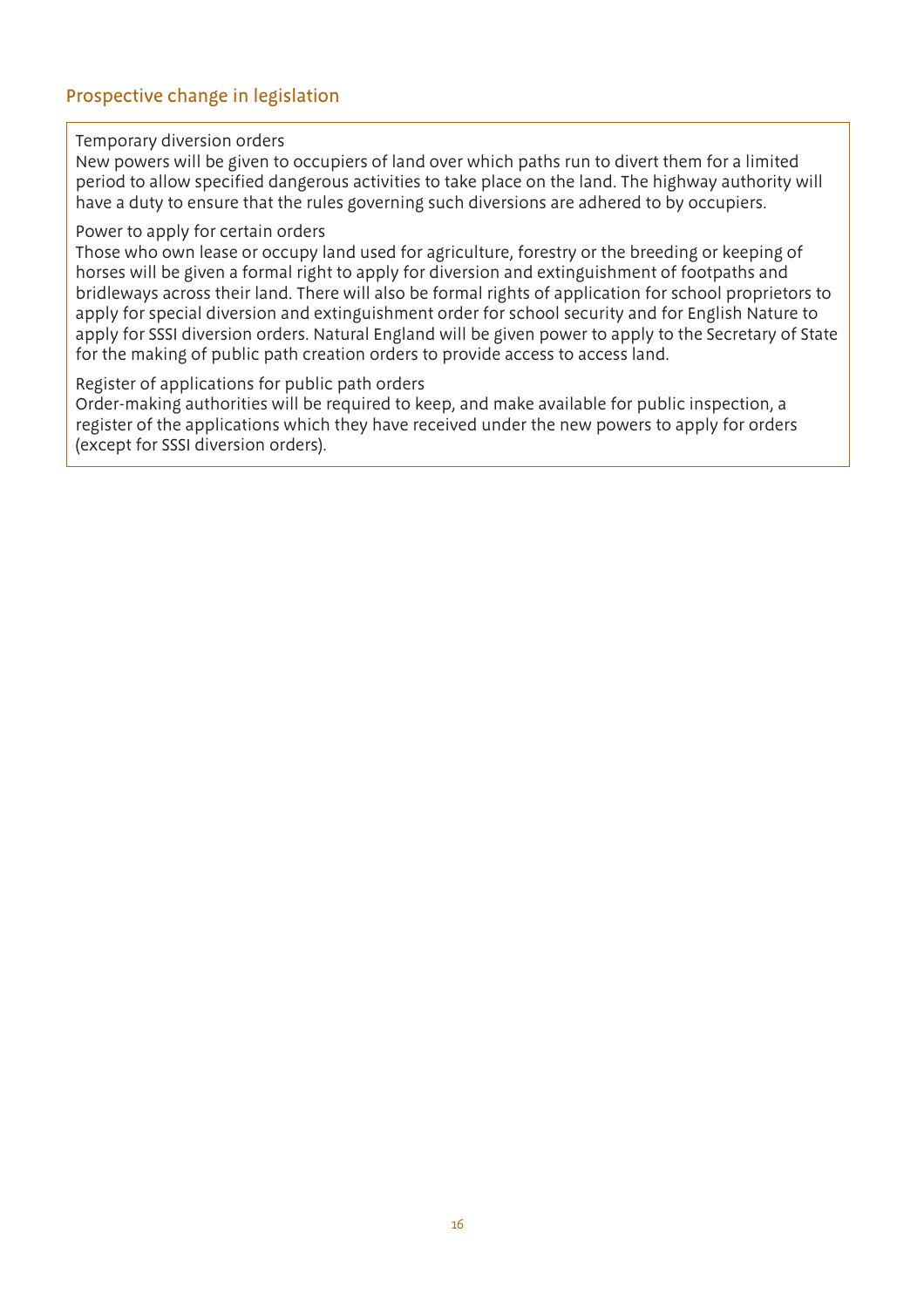## Prospective change in legislation

Temporary diversion orders

New powers will be given to occupiers of land over which paths run to divert them for a limited period to allow specified dangerous activities to take place on the land. The highway authority will have a duty to ensure that the rules governing such diversions are adhered to by occupiers.

Power to apply for certain orders

Those who own lease or occupy land used for agriculture, forestry or the breeding or keeping of horses will be given a formal right to apply for diversion and extinguishment of footpaths and bridleways across their land. There will also be formal rights of application for school proprietors to apply for special diversion and extinguishment order for school security and for English Nature to apply for SSSI diversion orders. Natural England will be given power to apply to the Secretary of State for the making of public path creation orders to provide access to access land.

Register of applications for public path orders

Order-making authorities will be required to keep, and make available for public inspection, a register of the applications which they have received under the new powers to apply for orders (except for SSSI diversion orders).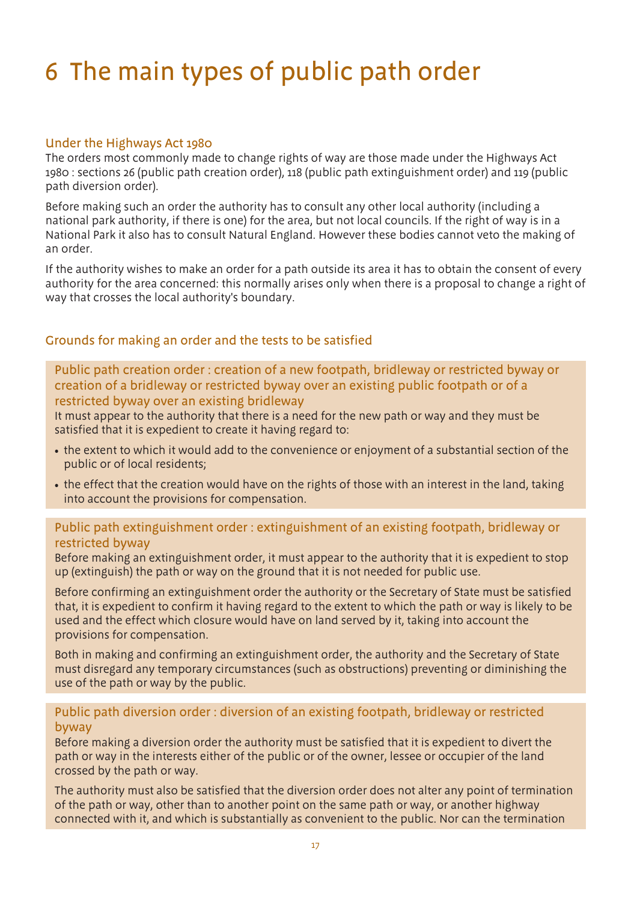# 6 The main types of public path order

## Under the Highways Act 1980

The orders most commonly made to change rights of way are those made under the Highways Act 1980 : sections 26 (public path creation order), 118 (public path extinguishment order) and 119 (public path diversion order).

Before making such an order the authority has to consult any other local authority (including a national park authority, if there is one) for the area, but not local councils. If the right of way is in a National Park it also has to consult Natural England. However these bodies cannot veto the making of an order.

If the authority wishes to make an order for a path outside its area it has to obtain the consent of every authority for the area concerned: this normally arises only when there is a proposal to change a right of way that crosses the local authority's boundary.

## Grounds for making an order and the tests to be satisfied

### Public path creation order : creation of a new footpath, bridleway or restricted byway or creation of a bridleway or restricted byway over an existing public footpath or of a restricted byway over an existing bridleway

It must appear to the authority that there is a need for the new path or way and they must be satisfied that it is expedient to create it having regard to:

- the extent to which it would add to the convenience or enjoyment of a substantial section of the public or of local residents;
- the effect that the creation would have on the rights of those with an interest in the land, taking into account the provisions for compensation.

### Public path extinguishment order : extinguishment of an existing footpath, bridleway or restricted byway

Before making an extinguishment order, it must appear to the authority that it is expedient to stop up (extinguish) the path or way on the ground that it is not needed for public use.

Before confirming an extinguishment order the authority or the Secretary of State must be satisfied that, it is expedient to confirm it having regard to the extent to which the path or way is likely to be used and the effect which closure would have on land served by it, taking into account the provisions for compensation.

Both in making and confirming an extinguishment order, the authority and the Secretary of State must disregard any temporary circumstances (such as obstructions) preventing or diminishing the use of the path or way by the public.

### Public path diversion order : diversion of an existing footpath, bridleway or restricted byway

Before making a diversion order the authority must be satisfied that it is expedient to divert the path or way in the interests either of the public or of the owner, lessee or occupier of the land crossed by the path or way.

The authority must also be satisfied that the diversion order does not alter any point of termination of the path or way, other than to another point on the same path or way, or another highway connected with it, and which is substantially as convenient to the public. Nor can the termination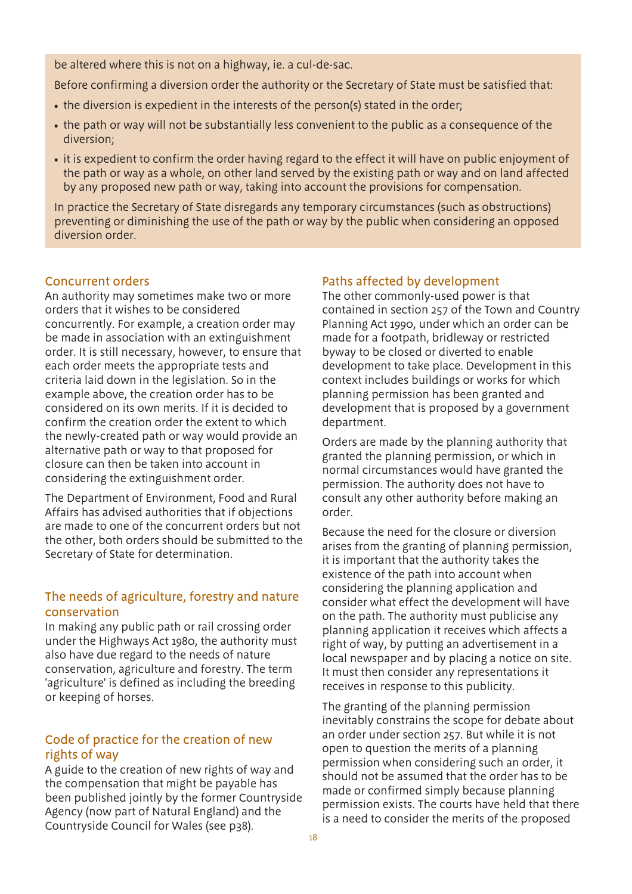be altered where this is not on a highway, ie. a cul-de-sac.

Before confirming a diversion order the authority or the Secretary of State must be satisfied that:

- the diversion is expedient in the interests of the person(s) stated in the order;
- the path or way will not be substantially less convenient to the public as a consequence of the diversion;
- it is expedient to confirm the order having regard to the effect it will have on public enjoyment of the path or way as a whole, on other land served by the existing path or way and on land affected by any proposed new path or way, taking into account the provisions for compensation.

In practice the Secretary of State disregards any temporary circumstances (such as obstructions) preventing or diminishing the use of the path or way by the public when considering an opposed diversion order.

## Concurrent orders

An authority may sometimes make two or more orders that it wishes to be considered concurrently. For example, a creation order may be made in association with an extinguishment order. It is still necessary, however, to ensure that each order meets the appropriate tests and criteria laid down in the legislation. So in the example above, the creation order has to be considered on its own merits. If it is decided to confirm the creation order the extent to which the newly-created path or way would provide an alternative path or way to that proposed for closure can then be taken into account in considering the extinguishment order.

The Department of Environment, Food and Rural Affairs has advised authorities that if objections are made to one of the concurrent orders but not the other, both orders should be submitted to the Secretary of State for determination.

## The needs of agriculture, forestry and nature conservation

In making any public path or rail crossing order under the Highways Act 1980, the authority must also have due regard to the needs of nature conservation, agriculture and forestry. The term 'agriculture' is defined as including the breeding or keeping of horses.

## Code of practice for the creation of new rights of way

A guide to the creation of new rights of way and the compensation that might be payable has been published jointly by the former Countryside Agency (now part of Natural England) and the Countryside Council for Wales (see p38).

## Paths affected by development

The other commonly-used power is that contained in section 257 of the Town and Country Planning Act 1990, under which an order can be made for a footpath, bridleway or restricted byway to be closed or diverted to enable development to take place. Development in this context includes buildings or works for which planning permission has been granted and development that is proposed by a government department.

Orders are made by the planning authority that granted the planning permission, or which in normal circumstances would have granted the permission. The authority does not have to consult any other authority before making an order.

Because the need for the closure or diversion arises from the granting of planning permission, it is important that the authority takes the existence of the path into account when considering the planning application and consider what effect the development will have on the path. The authority must publicise any planning application it receives which affects a right of way, by putting an advertisement in a local newspaper and by placing a notice on site. It must then consider any representations it receives in response to this publicity.

The granting of the planning permission inevitably constrains the scope for debate about an order under section 257. But while it is not open to question the merits of a planning permission when considering such an order, it should not be assumed that the order has to be made or confirmed simply because planning permission exists. The courts have held that there is a need to consider the merits of the proposed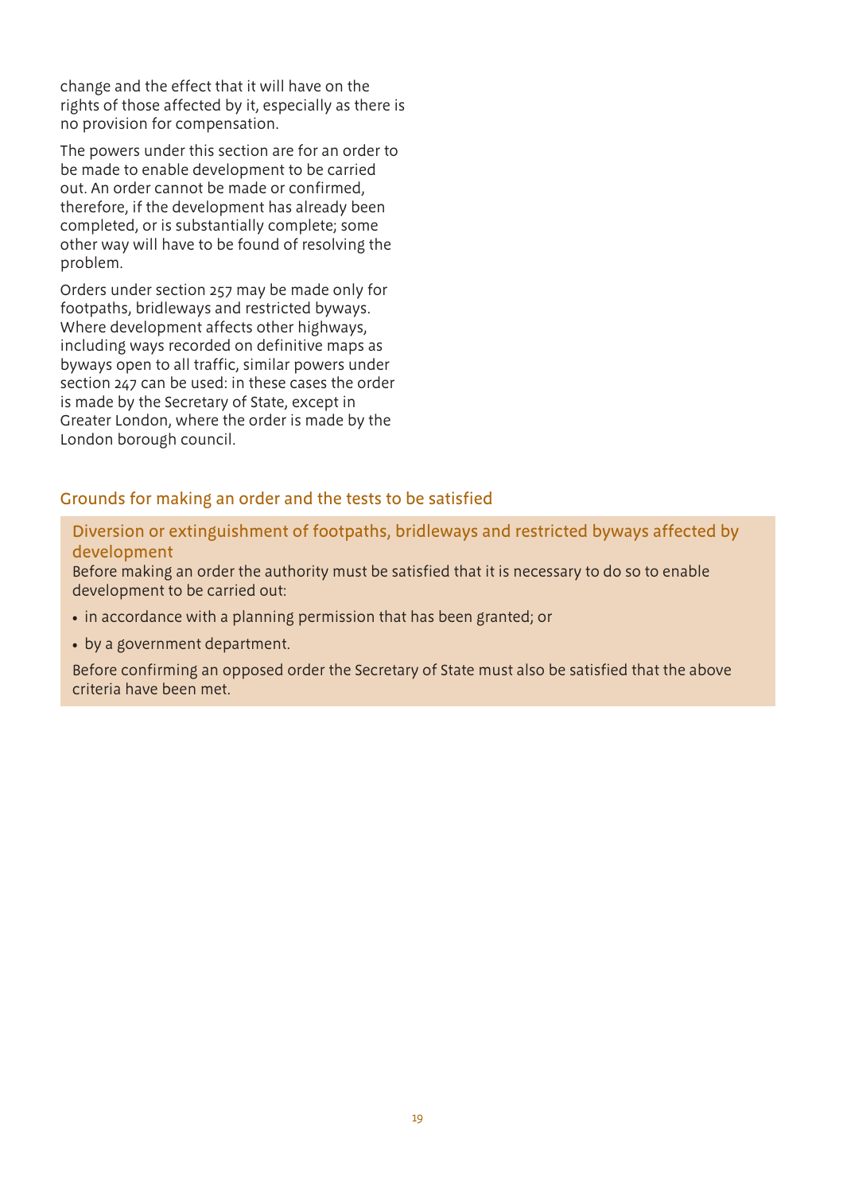change and the effect that it will have on the rights of those affected by it, especially as there is no provision for compensation.

The powers under this section are for an order to be made to enable development to be carried out. An order cannot be made or confirmed, therefore, if the development has already been completed, or is substantially complete; some other way will have to be found of resolving the problem.

Orders under section 257 may be made only for footpaths, bridleways and restricted byways. Where development affects other highways, including ways recorded on definitive maps as byways open to all traffic, similar powers under section 247 can be used: in these cases the order is made by the Secretary of State, except in Greater London, where the order is made by the London borough council.

## Grounds for making an order and the tests to be satisfied

### Diversion or extinguishment of footpaths, bridleways and restricted byways affected by development

Before making an order the authority must be satisfied that it is necessary to do so to enable development to be carried out:

- in accordance with a planning permission that has been granted; or
- by a government department.

Before confirming an opposed order the Secretary of State must also be satisfied that the above criteria have been met.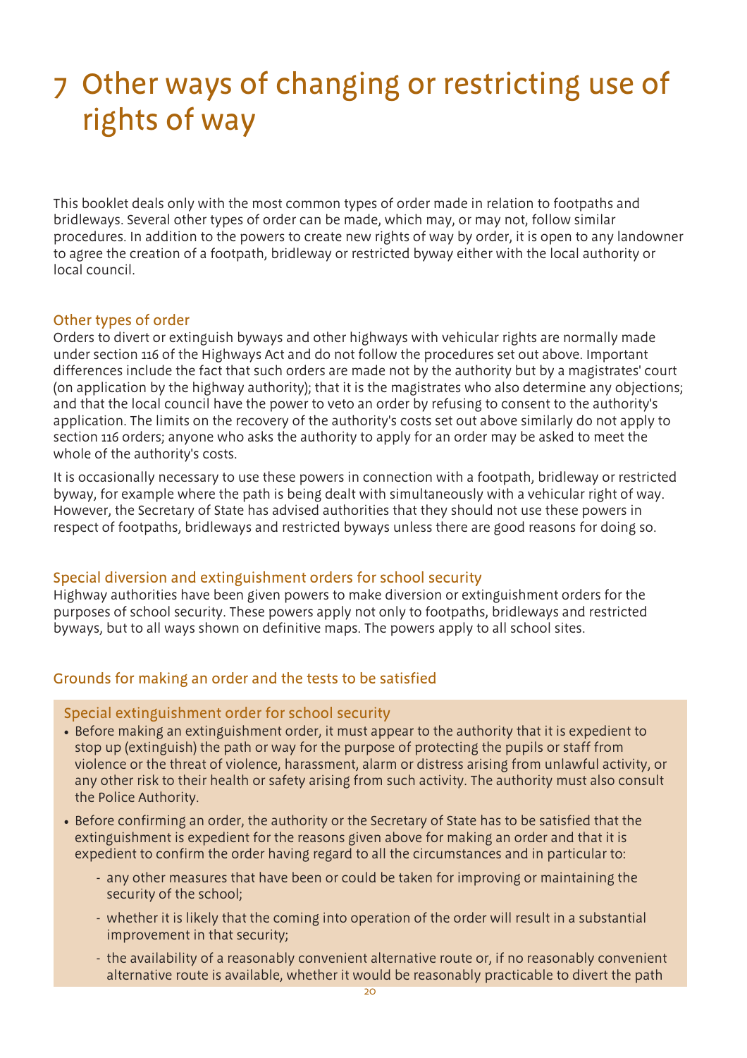# 7 Other ways of changing or restricting use of rights of way

This booklet deals only with the most common types of order made in relation to footpaths and bridleways. Several other types of order can be made, which may, or may not, follow similar procedures. In addition to the powers to create new rights of way by order, it is open to any landowner to agree the creation of a footpath, bridleway or restricted byway either with the local authority or local council.

## Other types of order

Orders to divert or extinguish byways and other highways with vehicular rights are normally made under section 116 of the Highways Act and do not follow the procedures set out above. Important differences include the fact that such orders are made not by the authority but by a magistrates' court (on application by the highway authority); that it is the magistrates who also determine any objections; and that the local council have the power to veto an order by refusing to consent to the authority's application. The limits on the recovery of the authority's costs set out above similarly do not apply to section 116 orders; anyone who asks the authority to apply for an order may be asked to meet the whole of the authority's costs.

It is occasionally necessary to use these powers in connection with a footpath, bridleway or restricted byway, for example where the path is being dealt with simultaneously with a vehicular right of way. However, the Secretary of State has advised authorities that they should not use these powers in respect of footpaths, bridleways and restricted byways unless there are good reasons for doing so.

## Special diversion and extinguishment orders for school security

Highway authorities have been given powers to make diversion or extinguishment orders for the purposes of school security. These powers apply not only to footpaths, bridleways and restricted byways, but to all ways shown on definitive maps. The powers apply to all school sites.

## Grounds for making an order and the tests to be satisfied

### Special extinguishment order for school security

- Before making an extinguishment order, it must appear to the authority that it is expedient to stop up (extinguish) the path or way for the purpose of protecting the pupils or staff from violence or the threat of violence, harassment, alarm or distress arising from unlawful activity, or any other risk to their health or safety arising from such activity. The authority must also consult the Police Authority.
- Before confirming an order, the authority or the Secretary of State has to be satisfied that the extinguishment is expedient for the reasons given above for making an order and that it is expedient to confirm the order having regard to all the circumstances and in particular to:
  - any other measures that have been or could be taken for improving or maintaining the security of the school;
  - whether it is likely that the coming into operation of the order will result in a substantial improvement in that security;
  - the availability of a reasonably convenient alternative route or, if no reasonably convenient alternative route is available, whether it would be reasonably practicable to divert the path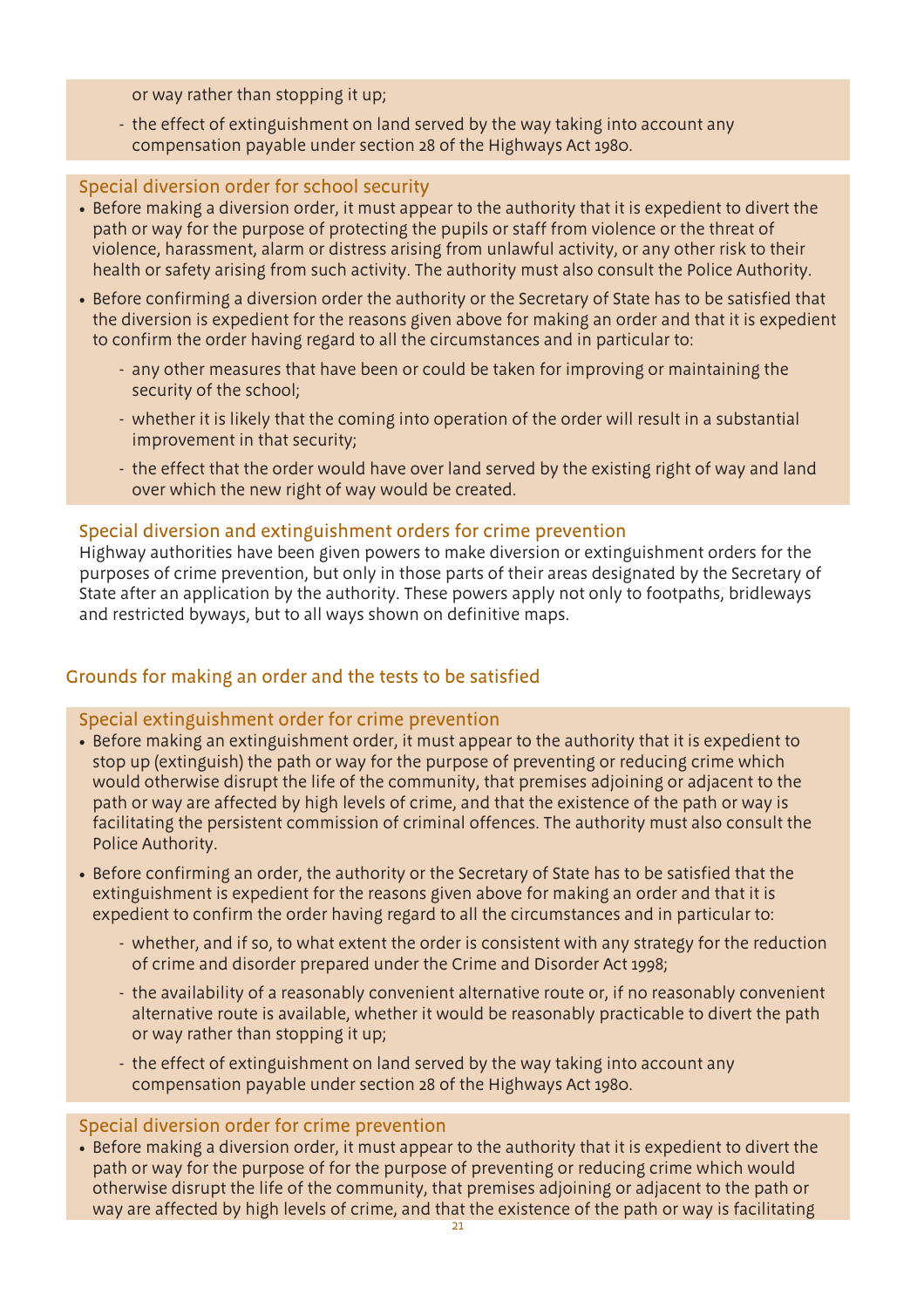- or way rather than stopping it up;
  - the effect of extinguishment on land served by the way taking into account any compensation payable under section 28 of the Highways Act 1980.

### Special diversion order for school security

- Before making a diversion order, it must appear to the authority that it is expedient to divert the path or way for the purpose of protecting the pupils or staff from violence or the threat of violence, harassment, alarm or distress arising from unlawful activity, or any other risk to their health or safety arising from such activity. The authority must also consult the Police Authority.
- Before confirming a diversion order the authority or the Secretary of State has to be satisfied that the diversion is expedient for the reasons given above for making an order and that it is expedient to confirm the order having regard to all the circumstances and in particular to:
  - any other measures that have been or could be taken for improving or maintaining the security of the school;
  - whether it is likely that the coming into operation of the order will result in a substantial improvement in that security;
  - the effect that the order would have over land served by the existing right of way and land over which the new right of way would be created.

### Special diversion and extinguishment orders for crime prevention

Highway authorities have been given powers to make diversion or extinguishment orders for the purposes of crime prevention, but only in those parts of their areas designated by the Secretary of State after an application by the authority. These powers apply not only to footpaths, bridleways and restricted byways, but to all ways shown on definitive maps.

## Grounds for making an order and the tests to be satisfied

### Special extinguishment order for crime prevention

- Before making an extinguishment order, it must appear to the authority that it is expedient to stop up (extinguish) the path or way for the purpose of preventing or reducing crime which would otherwise disrupt the life of the community, that premises adjoining or adjacent to the path or way are affected by high levels of crime, and that the existence of the path or way is facilitating the persistent commission of criminal offences. The authority must also consult the Police Authority.
- Before confirming an order, the authority or the Secretary of State has to be satisfied that the extinguishment is expedient for the reasons given above for making an order and that it is expedient to confirm the order having regard to all the circumstances and in particular to:
  - whether, and if so, to what extent the order is consistent with any strategy for the reduction of crime and disorder prepared under the Crime and Disorder Act 1998;
  - the availability of a reasonably convenient alternative route or, if no reasonably convenient alternative route is available, whether it would be reasonably practicable to divert the path or way rather than stopping it up;
  - the effect of extinguishment on land served by the way taking into account any compensation payable under section 28 of the Highways Act 1980.

### Special diversion order for crime prevention

- Before making a diversion order, it must appear to the authority that it is expedient to divert the path or way for the purpose of for the purpose of preventing or reducing crime which would otherwise disrupt the life of the community, that premises adjoining or adjacent to the path or way are affected by high levels of crime, and that the existence of the path or way is facilitating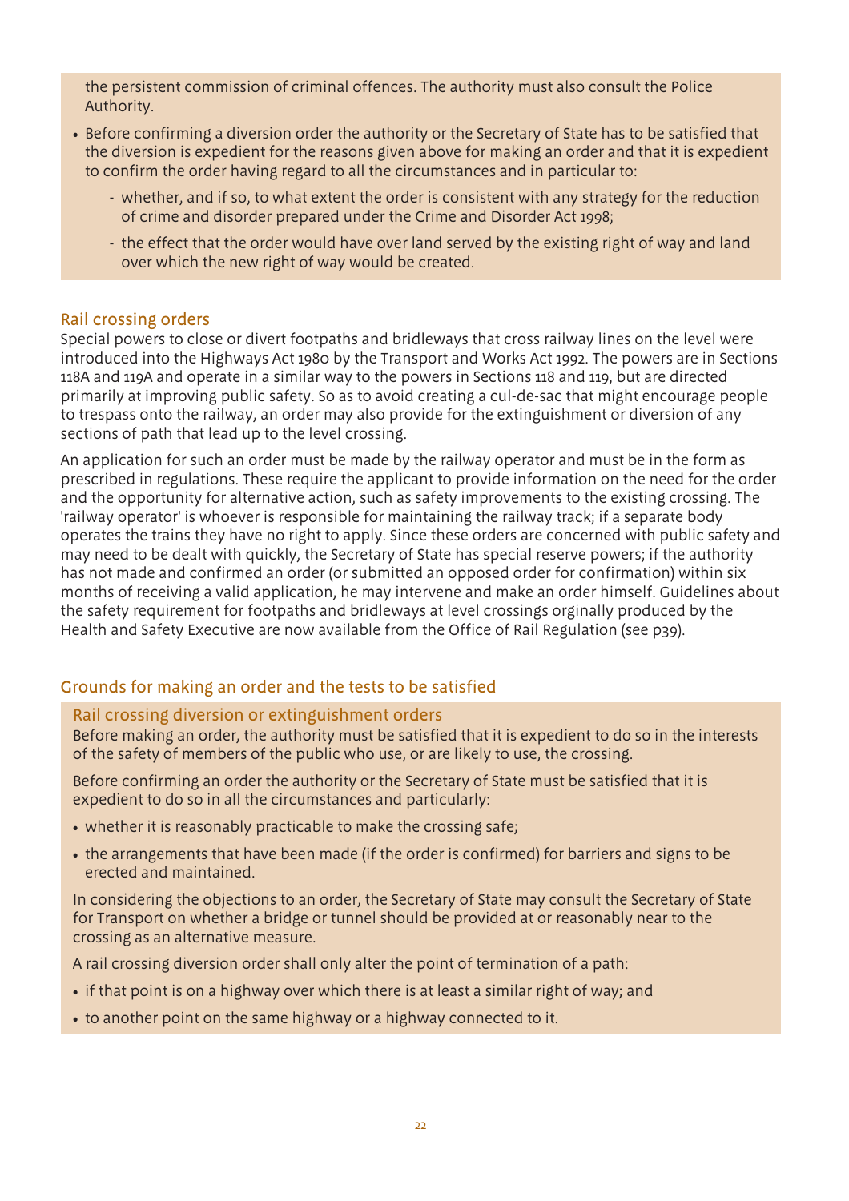the persistent commission of criminal offences. The authority must also consult the Police Authority.

- Before confirming a diversion order the authority or the Secretary of State has to be satisfied that the diversion is expedient for the reasons given above for making an order and that it is expedient to confirm the order having regard to all the circumstances and in particular to:
  - whether, and if so, to what extent the order is consistent with any strategy for the reduction of crime and disorder prepared under the Crime and Disorder Act 1998;
  - the effect that the order would have over land served by the existing right of way and land over which the new right of way would be created.

## Rail crossing orders

Special powers to close or divert footpaths and bridleways that cross railway lines on the level were introduced into the Highways Act 1980 by the Transport and Works Act 1992. The powers are in Sections 118A and 119A and operate in a similar way to the powers in Sections 118 and 119, but are directed primarily at improving public safety. So as to avoid creating a cul-de-sac that might encourage people to trespass onto the railway, an order may also provide for the extinguishment or diversion of any sections of path that lead up to the level crossing.

An application for such an order must be made by the railway operator and must be in the form as prescribed in regulations. These require the applicant to provide information on the need for the order and the opportunity for alternative action, such as safety improvements to the existing crossing. The 'railway operator' is whoever is responsible for maintaining the railway track; if a separate body operates the trains they have no right to apply. Since these orders are concerned with public safety and may need to be dealt with quickly, the Secretary of State has special reserve powers; if the authority has not made and confirmed an order (or submitted an opposed order for confirmation) within six months of receiving a valid application, he may intervene and make an order himself. Guidelines about the safety requirement for footpaths and bridleways at level crossings orginally produced by the Health and Safety Executive are now available from the Office of Rail Regulation (see p39).

## Grounds for making an order and the tests to be satisfied

### Rail crossing diversion or extinguishment orders

Before making an order, the authority must be satisfied that it is expedient to do so in the interests of the safety of members of the public who use, or are likely to use, the crossing.

Before confirming an order the authority or the Secretary of State must be satisfied that it is expedient to do so in all the circumstances and particularly:

- whether it is reasonably practicable to make the crossing safe;
- the arrangements that have been made (if the order is confirmed) for barriers and signs to be erected and maintained.

In considering the objections to an order, the Secretary of State may consult the Secretary of State for Transport on whether a bridge or tunnel should be provided at or reasonably near to the crossing as an alternative measure.

A rail crossing diversion order shall only alter the point of termination of a path:

- if that point is on a highway over which there is at least a similar right of way; and
- to another point on the same highway or a highway connected to it.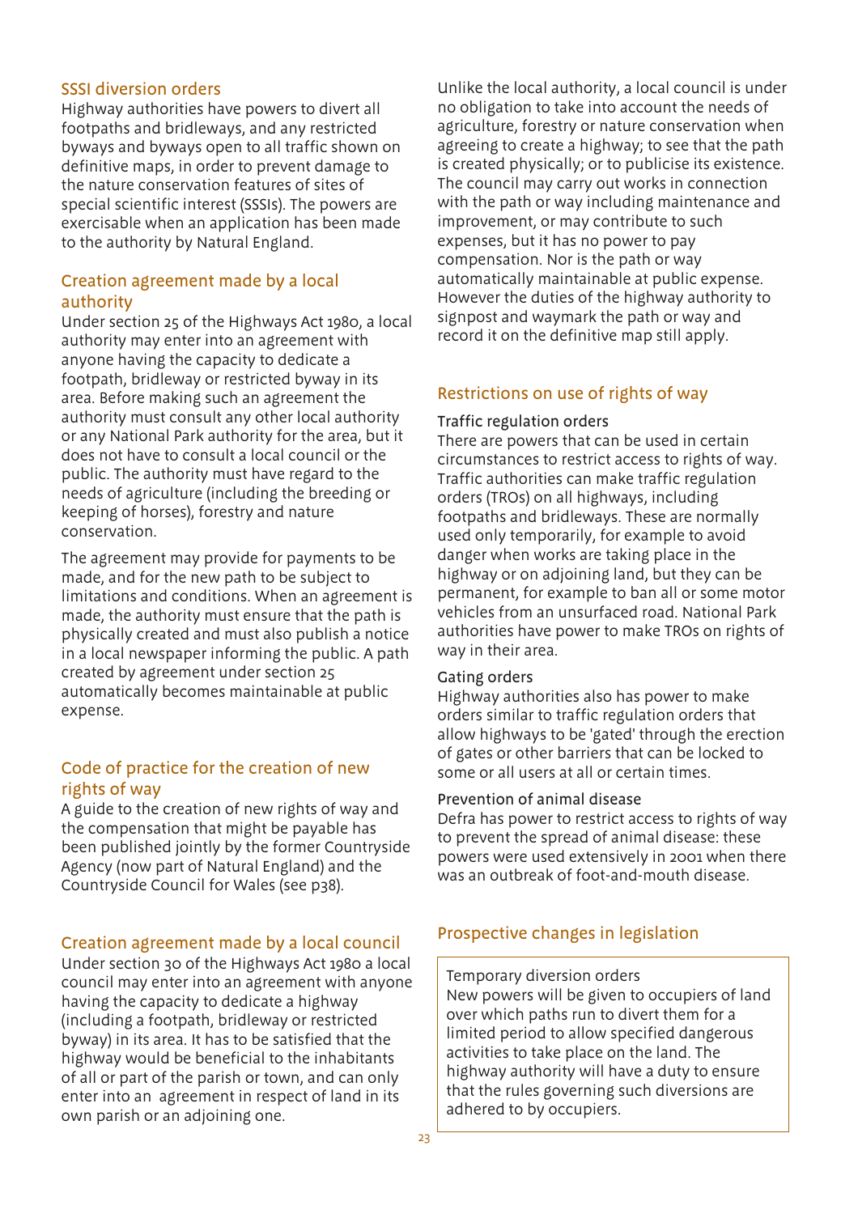## SSSI diversion orders

Highway authorities have powers to divert all footpaths and bridleways, and any restricted byways and byways open to all traffic shown on definitive maps, in order to prevent damage to the nature conservation features of sites of special scientific interest (SSSIs). The powers are exercisable when an application has been made to the authority by Natural England.

## Creation agreement made by a local authority

Under section 25 of the Highways Act 1980, a local authority may enter into an agreement with anyone having the capacity to dedicate a footpath, bridleway or restricted byway in its area. Before making such an agreement the authority must consult any other local authority or any National Park authority for the area, but it does not have to consult a local council or the public. The authority must have regard to the needs of agriculture (including the breeding or keeping of horses), forestry and nature conservation.

The agreement may provide for payments to be made, and for the new path to be subject to limitations and conditions. When an agreement is made, the authority must ensure that the path is physically created and must also publish a notice in a local newspaper informing the public. A path created by agreement under section 25 automatically becomes maintainable at public expense.

## Code of practice for the creation of new rights of way

A guide to the creation of new rights of way and the compensation that might be payable has been published jointly by the former Countryside Agency (now part of Natural England) and the Countryside Council for Wales (see p38).

## Creation agreement made by a local council

Under section 30 of the Highways Act 1980 a local council may enter into an agreement with anyone having the capacity to dedicate a highway (including a footpath, bridleway or restricted byway) in its area. It has to be satisfied that the highway would be beneficial to the inhabitants of all or part of the parish or town, and can only enter into an agreement in respect of land in its own parish or an adjoining one.

Unlike the local authority, a local council is under no obligation to take into account the needs of agriculture, forestry or nature conservation when agreeing to create a highway; to see that the path is created physically; or to publicise its existence. The council may carry out works in connection with the path or way including maintenance and improvement, or may contribute to such expenses, but it has no power to pay compensation. Nor is the path or way automatically maintainable at public expense. However the duties of the highway authority to signpost and waymark the path or way and record it on the definitive map still apply.

## Restrictions on use of rights of way

### Traffic regulation orders

There are powers that can be used in certain circumstances to restrict access to rights of way. Traffic authorities can make traffic regulation orders (TROs) on all highways, including footpaths and bridleways. These are normally used only temporarily, for example to avoid danger when works are taking place in the highway or on adjoining land, but they can be permanent, for example to ban all or some motor vehicles from an unsurfaced road. National Park authorities have power to make TROs on rights of way in their area.

### Gating orders

Highway authorities also has power to make orders similar to traffic regulation orders that allow highways to be 'gated' through the erection of gates or other barriers that can be locked to some or all users at all or certain times.

### Prevention of animal disease

Defra has power to restrict access to rights of way to prevent the spread of animal disease: these powers were used extensively in 2001 when there was an outbreak of foot-and-mouth disease.

## Prospective changes in legislation

### Temporary diversion orders

New powers will be given to occupiers of land over which paths run to divert them for a limited period to allow specified dangerous activities to take place on the land. The highway authority will have a duty to ensure that the rules governing such diversions are adhered to by occupiers.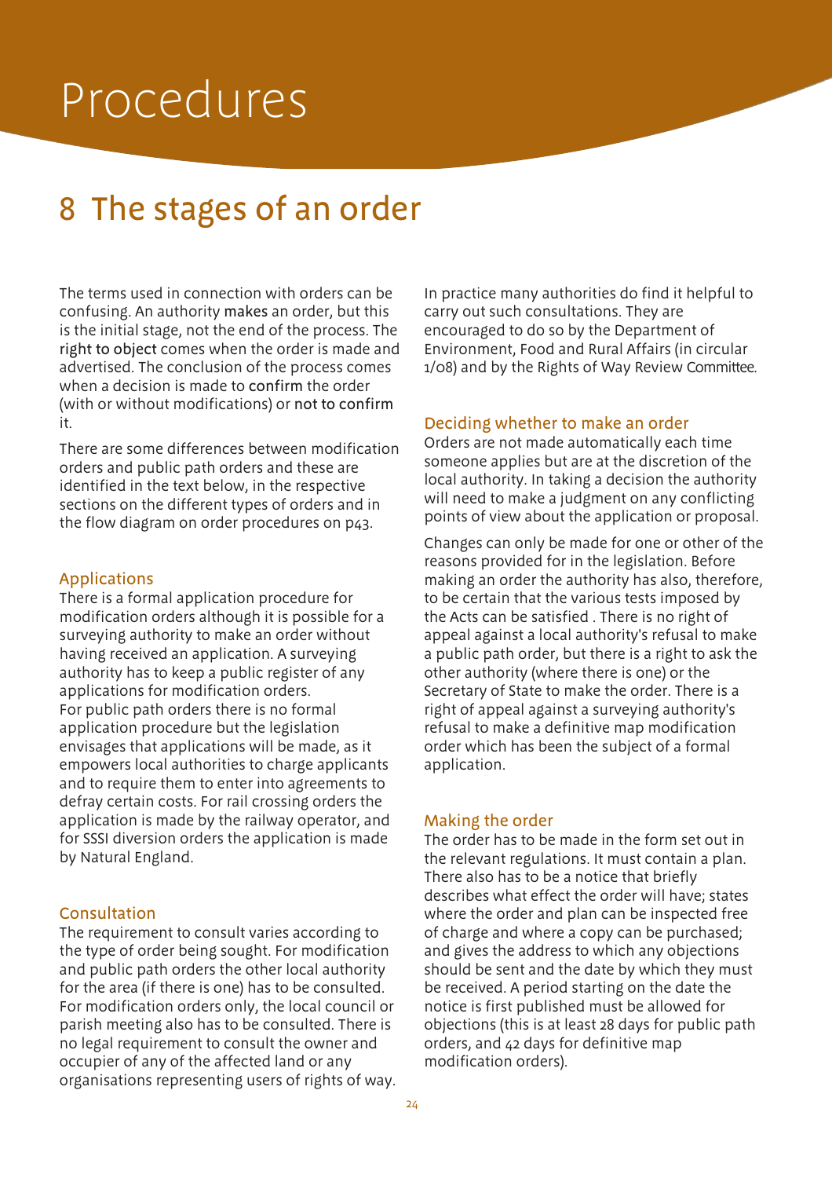# Procedures

## 8 The stages of an order

The terms used in connection with orders can be confusing. An authority makes an order, but this is the initial stage, not the end of the process. The right to object comes when the order is made and advertised. The conclusion of the process comes when a decision is made to confirm the order (with or without modifications) or not to confirm it.

There are some differences between modification orders and public path orders and these are identified in the text below, in the respective sections on the different types of orders and in the flow diagram on order procedures on p43.

### Applications

There is a formal application procedure for modification orders although it is possible for a surveying authority to make an order without having received an application. A surveying authority has to keep a public register of any applications for modification orders. For public path orders there is no formal application procedure but the legislation envisages that applications will be made, as it empowers local authorities to charge applicants and to require them to enter into agreements to defray certain costs. For rail crossing orders the application is made by the railway operator, and for SSSI diversion orders the application is made by Natural England.

### Consultation

The requirement to consult varies according to the type of order being sought. For modification and public path orders the other local authority for the area (if there is one) has to be consulted. For modification orders only, the local council or parish meeting also has to be consulted. There is no legal requirement to consult the owner and occupier of any of the affected land or any organisations representing users of rights of way.

In practice many authorities do find it helpful to carry out such consultations. They are encouraged to do so by the Department of Environment, Food and Rural Affairs (in circular 1/08) and by the Rights of Way Review Committee.

### Deciding whether to make an order

Orders are not made automatically each time someone applies but are at the discretion of the local authority. In taking a decision the authority will need to make a judgment on any conflicting points of view about the application or proposal.

Changes can only be made for one or other of the reasons provided for in the legislation. Before making an order the authority has also, therefore, to be certain that the various tests imposed by the Acts can be satisfied . There is no right of appeal against a local authority's refusal to make a public path order, but there is a right to ask the other authority (where there is one) or the Secretary of State to make the order. There is a right of appeal against a surveying authority's refusal to make a definitive map modification order which has been the subject of a formal application.

### Making the order

The order has to be made in the form set out in the relevant regulations. It must contain a plan. There also has to be a notice that briefly describes what effect the order will have; states where the order and plan can be inspected free of charge and where a copy can be purchased; and gives the address to which any objections should be sent and the date by which they must be received. A period starting on the date the notice is first published must be allowed for objections (this is at least 28 days for public path orders, and 42 days for definitive map modification orders).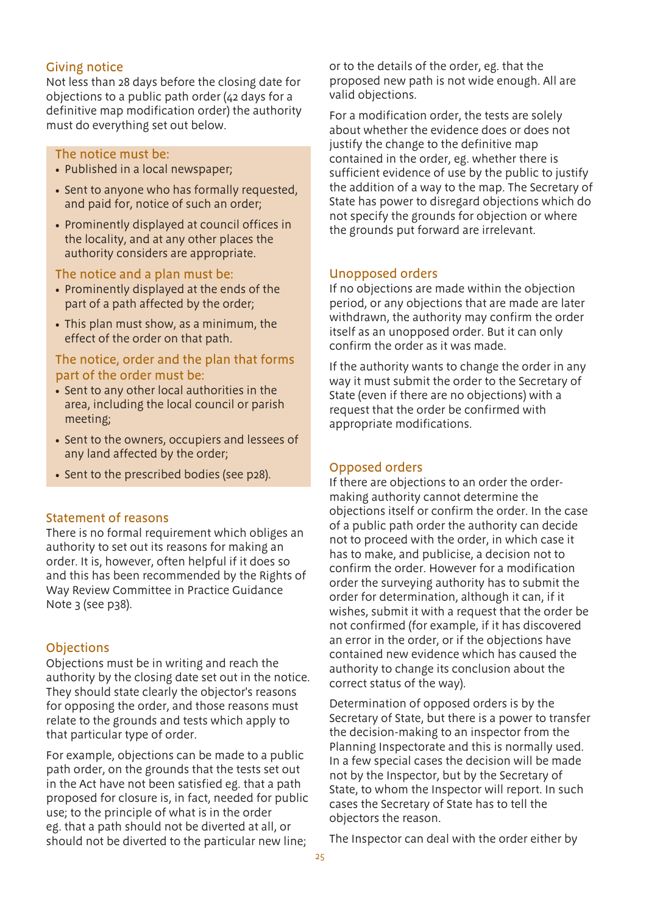## Giving notice

Not less than 28 days before the closing date for objections to a public path order (42 days for a definitive map modification order) the authority must do everything set out below.

### The notice must be:

- Published in a local newspaper;
- Sent to anyone who has formally requested, and paid for, notice of such an order;
- Prominently displayed at council offices in the locality, and at any other places the authority considers are appropriate.

### The notice and a plan must be:

- Prominently displayed at the ends of the part of a path affected by the order;
- This plan must show, as a minimum, the effect of the order on that path.

### The notice, order and the plan that forms part of the order must be:

- Sent to any other local authorities in the area, including the local council or parish meeting;
- Sent to the owners, occupiers and lessees of any land affected by the order;
- Sent to the prescribed bodies (see p28).

## Statement of reasons

There is no formal requirement which obliges an authority to set out its reasons for making an order. It is, however, often helpful if it does so and this has been recommended by the Rights of Way Review Committee in Practice Guidance Note 3 (see p38).

## Objections

Objections must be in writing and reach the authority by the closing date set out in the notice. They should state clearly the objector's reasons for opposing the order, and those reasons must relate to the grounds and tests which apply to that particular type of order.

For example, objections can be made to a public path order, on the grounds that the tests set out in the Act have not been satisfied eg. that a path proposed for closure is, in fact, needed for public use; to the principle of what is in the order eg. that a path should not be diverted at all, or should not be diverted to the particular new line; or to the details of the order, eg. that the proposed new path is not wide enough. All are valid objections.

For a modification order, the tests are solely about whether the evidence does or does not justify the change to the definitive map contained in the order, eg. whether there is sufficient evidence of use by the public to justify the addition of a way to the map. The Secretary of State has power to disregard objections which do not specify the grounds for objection or where the grounds put forward are irrelevant.

## Unopposed orders

If no objections are made within the objection period, or any objections that are made are later withdrawn, the authority may confirm the order itself as an unopposed order. But it can only confirm the order as it was made.

If the authority wants to change the order in any way it must submit the order to the Secretary of State (even if there are no objections) with a request that the order be confirmed with appropriate modifications.

## Opposed orders

If there are objections to an order the order-making authority cannot determine the objections itself or confirm the order. In the case of a public path order the authority can decide not to proceed with the order, in which case it has to make, and publicise, a decision not to confirm the order. However for a modification order the surveying authority has to submit the order for determination, although it can, if it wishes, submit it with a request that the order be not confirmed (for example, if it has discovered an error in the order, or if the objections have contained new evidence which has caused the authority to change its conclusion about the correct status of the way).

Determination of opposed orders is by the Secretary of State, but there is a power to transfer the decision-making to an inspector from the Planning Inspectorate and this is normally used. In a few special cases the decision will be made not by the Inspector, but by the Secretary of State, to whom the Inspector will report. In such cases the Secretary of State has to tell the objectors the reason.

The Inspector can deal with the order either by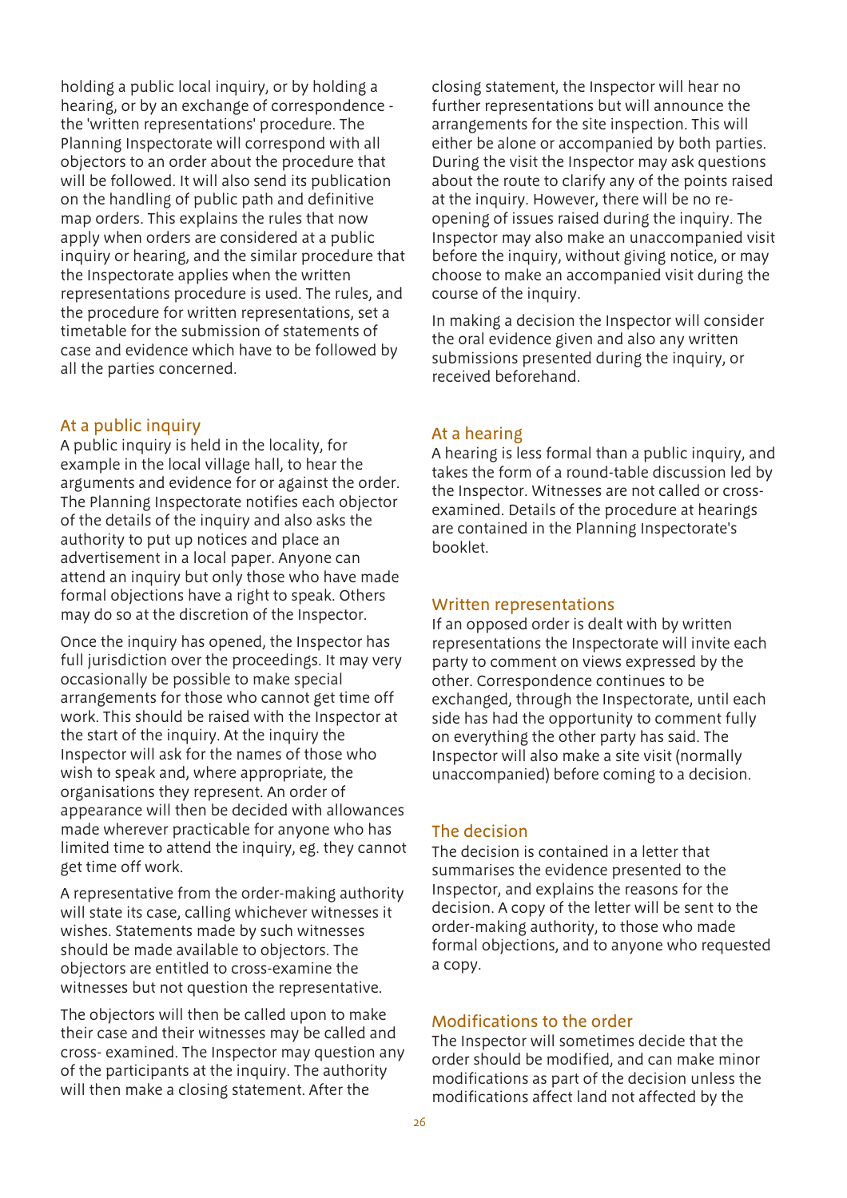holding a public local inquiry, or by holding a hearing, or by an exchange of correspondence - the 'written representations' procedure. The Planning Inspectorate will correspond with all objectors to an order about the procedure that will be followed. It will also send its publication on the handling of public path and definitive map orders. This explains the rules that now apply when orders are considered at a public inquiry or hearing, and the similar procedure that the Inspectorate applies when the written representations procedure is used. The rules, and the procedure for written representations, set a timetable for the submission of statements of case and evidence which have to be followed by all the parties concerned.

### At a public inquiry

A public inquiry is held in the locality, for example in the local village hall, to hear the arguments and evidence for or against the order. The Planning Inspectorate notifies each objector of the details of the inquiry and also asks the authority to put up notices and place an advertisement in a local paper. Anyone can attend an inquiry but only those who have made formal objections have a right to speak. Others may do so at the discretion of the Inspector.

Once the inquiry has opened, the Inspector has full jurisdiction over the proceedings. It may very occasionally be possible to make special arrangements for those who cannot get time off work. This should be raised with the Inspector at the start of the inquiry. At the inquiry the Inspector will ask for the names of those who wish to speak and, where appropriate, the organisations they represent. An order of appearance will then be decided with allowances made wherever practicable for anyone who has limited time to attend the inquiry, eg. they cannot get time off work.

A representative from the order-making authority will state its case, calling whichever witnesses it wishes. Statements made by such witnesses should be made available to objectors. The objectors are entitled to cross-examine the witnesses but not question the representative.

The objectors will then be called upon to make their case and their witnesses may be called and cross- examined. The Inspector may question any of the participants at the inquiry. The authority will then make a closing statement. After the closing statement, the Inspector will hear no further representations but will announce the arrangements for the site inspection. This will either be alone or accompanied by both parties. During the visit the Inspector may ask questions about the route to clarify any of the points raised at the inquiry. However, there will be no re-opening of issues raised during the inquiry. The Inspector may also make an unaccompanied visit before the inquiry, without giving notice, or may choose to make an accompanied visit during the course of the inquiry.

In making a decision the Inspector will consider the oral evidence given and also any written submissions presented during the inquiry, or received beforehand.

### At a hearing

A hearing is less formal than a public inquiry, and takes the form of a round-table discussion led by the Inspector. Witnesses are not called or cross-examined. Details of the procedure at hearings are contained in the Planning Inspectorate's booklet.

### Written representations

If an opposed order is dealt with by written representations the Inspectorate will invite each party to comment on views expressed by the other. Correspondence continues to be exchanged, through the Inspectorate, until each side has had the opportunity to comment fully on everything the other party has said. The Inspector will also make a site visit (normally unaccompanied) before coming to a decision.

### The decision

The decision is contained in a letter that summarises the evidence presented to the Inspector, and explains the reasons for the decision. A copy of the letter will be sent to the order-making authority, to those who made formal objections, and to anyone who requested a copy.

### Modifications to the order

The Inspector will sometimes decide that the order should be modified, and can make minor modifications as part of the decision unless the modifications affect land not affected by the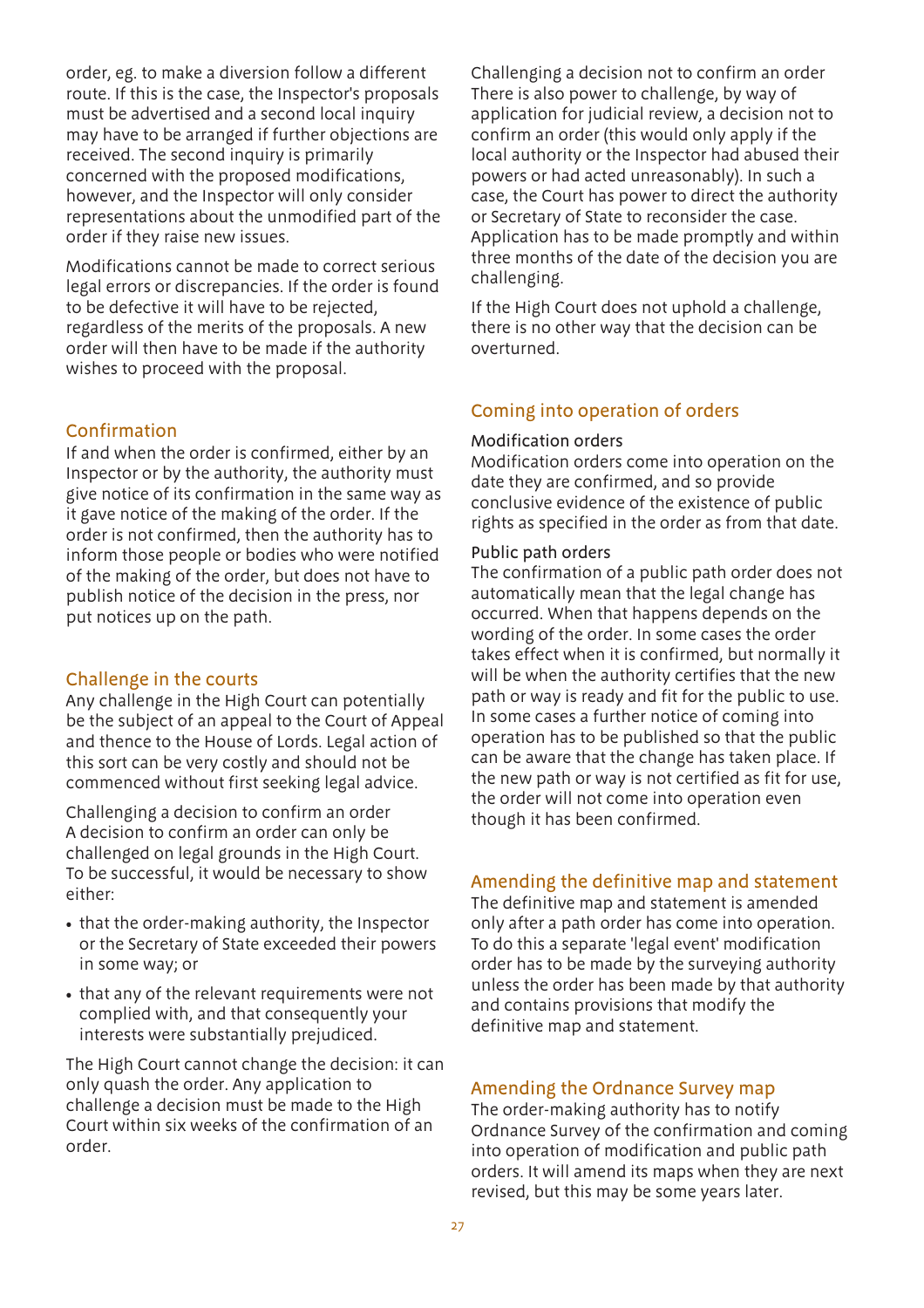order, eg. to make a diversion follow a different route. If this is the case, the Inspector's proposals must be advertised and a second local inquiry may have to be arranged if further objections are received. The second inquiry is primarily concerned with the proposed modifications, however, and the Inspector will only consider representations about the unmodified part of the order if they raise new issues.

Modifications cannot be made to correct serious legal errors or discrepancies. If the order is found to be defective it will have to be rejected, regardless of the merits of the proposals. A new order will then have to be made if the authority wishes to proceed with the proposal.

## Confirmation

If and when the order is confirmed, either by an Inspector or by the authority, the authority must give notice of its confirmation in the same way as it gave notice of the making of the order. If the order is not confirmed, then the authority has to inform those people or bodies who were notified of the making of the order, but does not have to publish notice of the decision in the press, nor put notices up on the path.

## Challenge in the courts

Any challenge in the High Court can potentially be the subject of an appeal to the Court of Appeal and thence to the House of Lords. Legal action of this sort can be very costly and should not be commenced without first seeking legal advice.

### Challenging a decision to confirm an order

A decision to confirm an order can only be challenged on legal grounds in the High Court. To be successful, it would be necessary to show either:

- that the order-making authority, the Inspector or the Secretary of State exceeded their powers in some way; or
- that any of the relevant requirements were not complied with, and that consequently your interests were substantially prejudiced.

The High Court cannot change the decision: it can only quash the order. Any application to challenge a decision must be made to the High Court within six weeks of the confirmation of an order.

### Challenging a decision not to confirm an order

There is also power to challenge, by way of application for judicial review, a decision not to confirm an order (this would only apply if the local authority or the Inspector had abused their powers or had acted unreasonably). In such a case, the Court has power to direct the authority or Secretary of State to reconsider the case. Application has to be made promptly and within three months of the date of the decision you are challenging.

If the High Court does not uphold a challenge, there is no other way that the decision can be overturned.

## Coming into operation of orders

### Modification orders

Modification orders come into operation on the date they are confirmed, and so provide conclusive evidence of the existence of public rights as specified in the order as from that date.

### Public path orders

The confirmation of a public path order does not automatically mean that the legal change has occurred. When that happens depends on the wording of the order. In some cases the order takes effect when it is confirmed, but normally it will be when the authority certifies that the new path or way is ready and fit for the public to use. In some cases a further notice of coming into operation has to be published so that the public can be aware that the change has taken place. If the new path or way is not certified as fit for use, the order will not come into operation even though it has been confirmed.

## Amending the definitive map and statement

The definitive map and statement is amended only after a path order has come into operation. To do this a separate 'legal event' modification order has to be made by the surveying authority unless the order has been made by that authority and contains provisions that modify the definitive map and statement.

## Amending the Ordnance Survey map

The order-making authority has to notify Ordnance Survey of the confirmation and coming into operation of modification and public path orders. It will amend its maps when they are next revised, but this may be some years later.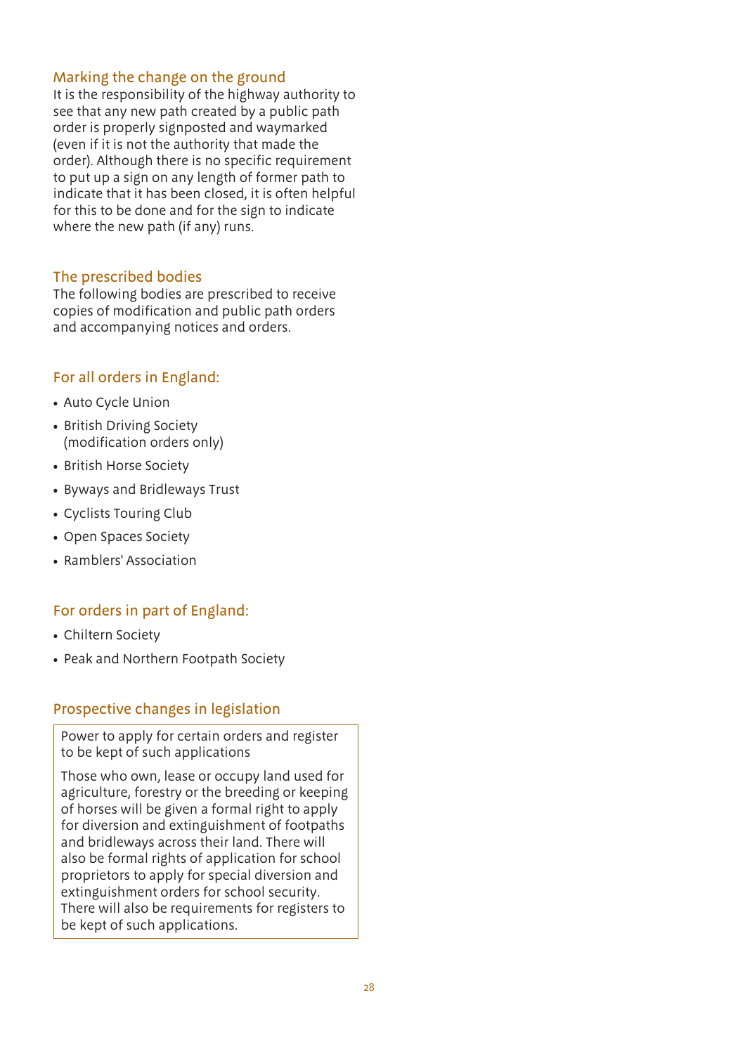## Marking the change on the ground

It is the responsibility of the highway authority to see that any new path created by a public path order is properly signposted and waymarked (even if it is not the authority that made the order). Although there is no specific requirement to put up a sign on any length of former path to indicate that it has been closed, it is often helpful for this to be done and for the sign to indicate where the new path (if any) runs.

## The prescribed bodies

The following bodies are prescribed to receive copies of modification and public path orders and accompanying notices and orders.

### For all orders in England:

- Auto Cycle Union
- British Driving Society (modification orders only)
- British Horse Society
- Byways and Bridleways Trust
- Cyclists Touring Club
- Open Spaces Society
- Ramblers' Association

### For orders in part of England:

- Chiltern Society
- Peak and Northern Footpath Society

## Prospective changes in legislation

Power to apply for certain orders and register to be kept of such applications

Those who own, lease or occupy land used for agriculture, forestry or the breeding or keeping of horses will be given a formal right to apply for diversion and extinguishment of footpaths and bridleways across their land. There will also be formal rights of application for school proprietors to apply for special diversion and extinguishment orders for school security. There will also be requirements for registers to be kept of such applications.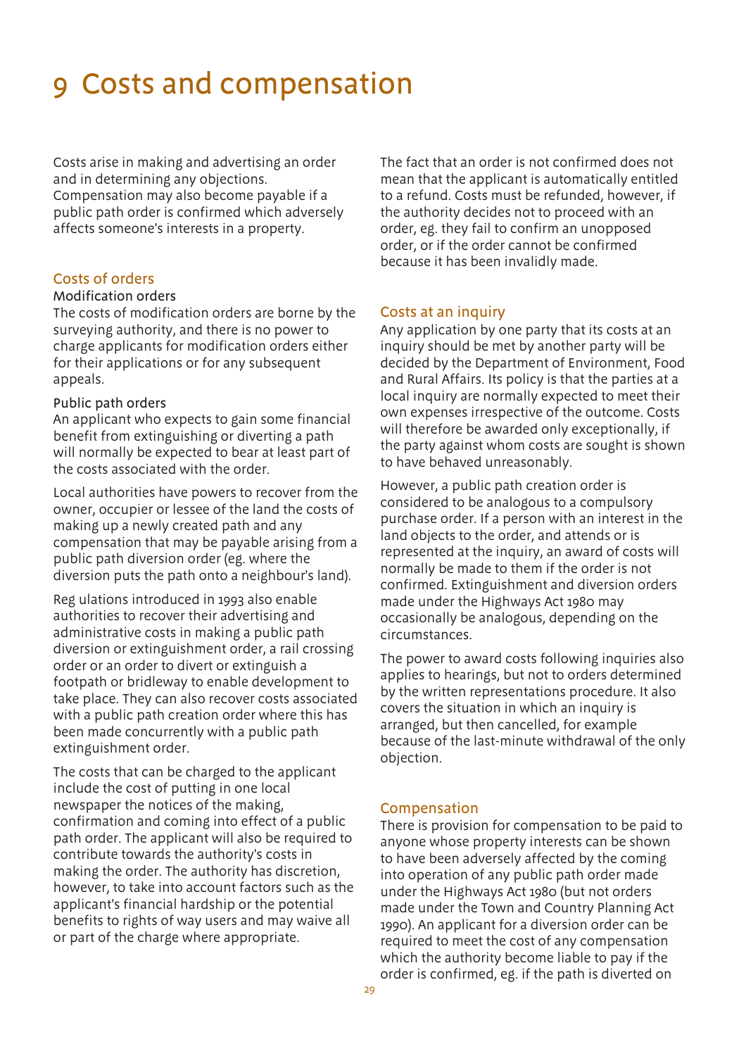# 9 Costs and compensation

Costs arise in making and advertising an order and in determining any objections. Compensation may also become payable if a public path order is confirmed which adversely affects someone's interests in a property.

## Costs of orders

### Modification orders

The costs of modification orders are borne by the surveying authority, and there is no power to charge applicants for modification orders either for their applications or for any subsequent appeals.

### Public path orders

An applicant who expects to gain some financial benefit from extinguishing or diverting a path will normally be expected to bear at least part of the costs associated with the order.

Local authorities have powers to recover from the owner, occupier or lessee of the land the costs of making up a newly created path and any compensation that may be payable arising from a public path diversion order (eg. where the diversion puts the path onto a neighbour's land).

Reg ulations introduced in 1993 also enable authorities to recover their advertising and administrative costs in making a public path diversion or extinguishment order, a rail crossing order or an order to divert or extinguish a footpath or bridleway to enable development to take place. They can also recover costs associated with a public path creation order where this has been made concurrently with a public path extinguishment order.

The costs that can be charged to the applicant include the cost of putting in one local newspaper the notices of the making, confirmation and coming into effect of a public path order. The applicant will also be required to contribute towards the authority's costs in making the order. The authority has discretion, however, to take into account factors such as the applicant's financial hardship or the potential benefits to rights of way users and may waive all or part of the charge where appropriate.

The fact that an order is not confirmed does not mean that the applicant is automatically entitled to a refund. Costs must be refunded, however, if the authority decides not to proceed with an order, eg. they fail to confirm an unopposed order, or if the order cannot be confirmed because it has been invalidly made.

## Costs at an inquiry

Any application by one party that its costs at an inquiry should be met by another party will be decided by the Department of Environment, Food and Rural Affairs. Its policy is that the parties at a local inquiry are normally expected to meet their own expenses irrespective of the outcome. Costs will therefore be awarded only exceptionally, if the party against whom costs are sought is shown to have behaved unreasonably.

However, a public path creation order is considered to be analogous to a compulsory purchase order. If a person with an interest in the land objects to the order, and attends or is represented at the inquiry, an award of costs will normally be made to them if the order is not confirmed. Extinguishment and diversion orders made under the Highways Act 1980 may occasionally be analogous, depending on the circumstances.

The power to award costs following inquiries also applies to hearings, but not to orders determined by the written representations procedure. It also covers the situation in which an inquiry is arranged, but then cancelled, for example because of the last-minute withdrawal of the only objection.

## Compensation

There is provision for compensation to be paid to anyone whose property interests can be shown to have been adversely affected by the coming into operation of any public path order made under the Highways Act 1980 (but not orders made under the Town and Country Planning Act 1990). An applicant for a diversion order can be required to meet the cost of any compensation which the authority become liable to pay if the order is confirmed, eg. if the path is diverted on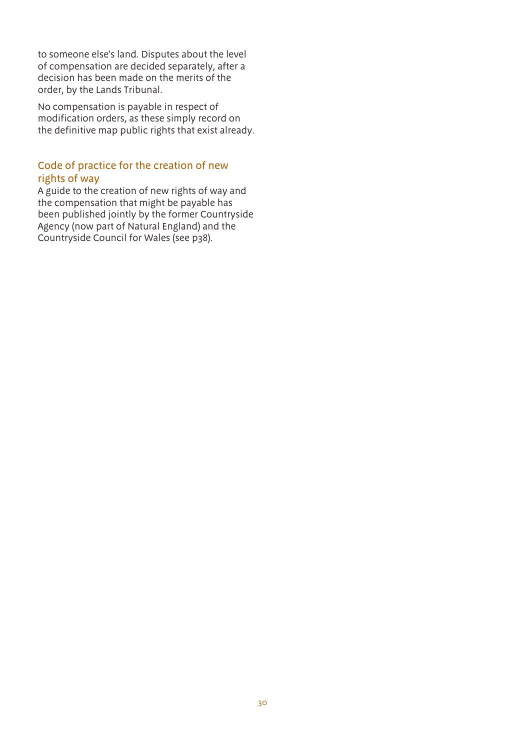to someone else's land. Disputes about the level of compensation are decided separately, after a decision has been made on the merits of the order, by the Lands Tribunal.

No compensation is payable in respect of modification orders, as these simply record on the definitive map public rights that exist already.

### Code of practice for the creation of new rights of way

A guide to the creation of new rights of way and the compensation that might be payable has been published jointly by the former Countryside Agency (now part of Natural England) and the Countryside Council for Wales (see p38).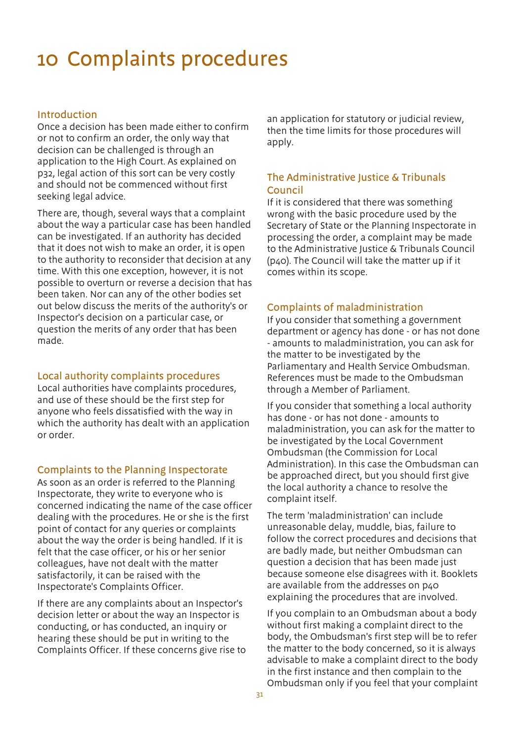# 10 Complaints procedures

## Introduction

Once a decision has been made either to confirm or not to confirm an order, the only way that decision can be challenged is through an application to the High Court. As explained on p32, legal action of this sort can be very costly and should not be commenced without first seeking legal advice.

There are, though, several ways that a complaint about the way a particular case has been handled can be investigated. If an authority has decided that it does not wish to make an order, it is open to the authority to reconsider that decision at any time. With this one exception, however, it is not possible to overturn or reverse a decision that has been taken. Nor can any of the other bodies set out below discuss the merits of the authority's or Inspector's decision on a particular case, or question the merits of any order that has been made.

## Local authority complaints procedures

Local authorities have complaints procedures, and use of these should be the first step for anyone who feels dissatisfied with the way in which the authority has dealt with an application or order.

## Complaints to the Planning Inspectorate

As soon as an order is referred to the Planning Inspectorate, they write to everyone who is concerned indicating the name of the case officer dealing with the procedures. He or she is the first point of contact for any queries or complaints about the way the order is being handled. If it is felt that the case officer, or his or her senior colleagues, have not dealt with the matter satisfactorily, it can be raised with the Inspectorate's Complaints Officer.

If there are any complaints about an Inspector's decision letter or about the way an Inspector is conducting, or has conducted, an inquiry or hearing these should be put in writing to the Complaints Officer. If these concerns give rise to an application for statutory or judicial review, then the time limits for those procedures will apply.

## The Administrative Justice & Tribunals Council

If it is considered that there was something wrong with the basic procedure used by the Secretary of State or the Planning Inspectorate in processing the order, a complaint may be made to the Administrative Justice & Tribunals Council (p40). The Council will take the matter up if it comes within its scope.

## Complaints of maladministration

If you consider that something a government department or agency has done - or has not done - amounts to maladministration, you can ask for the matter to be investigated by the Parliamentary and Health Service Ombudsman. References must be made to the Ombudsman through a Member of Parliament.

If you consider that something a local authority has done - or has not done - amounts to maladministration, you can ask for the matter to be investigated by the Local Government Ombudsman (the Commission for Local Administration). In this case the Ombudsman can be approached direct, but you should first give the local authority a chance to resolve the complaint itself.

The term 'maladministration' can include unreasonable delay, muddle, bias, failure to follow the correct procedures and decisions that are badly made, but neither Ombudsman can question a decision that has been made just because someone else disagrees with it. Booklets are available from the addresses on p40 explaining the procedures that are involved.

If you complain to an Ombudsman about a body without first making a complaint direct to the body, the Ombudsman's first step will be to refer the matter to the body concerned, so it is always advisable to make a complaint direct to the body in the first instance and then complain to the Ombudsman only if you feel that your complaint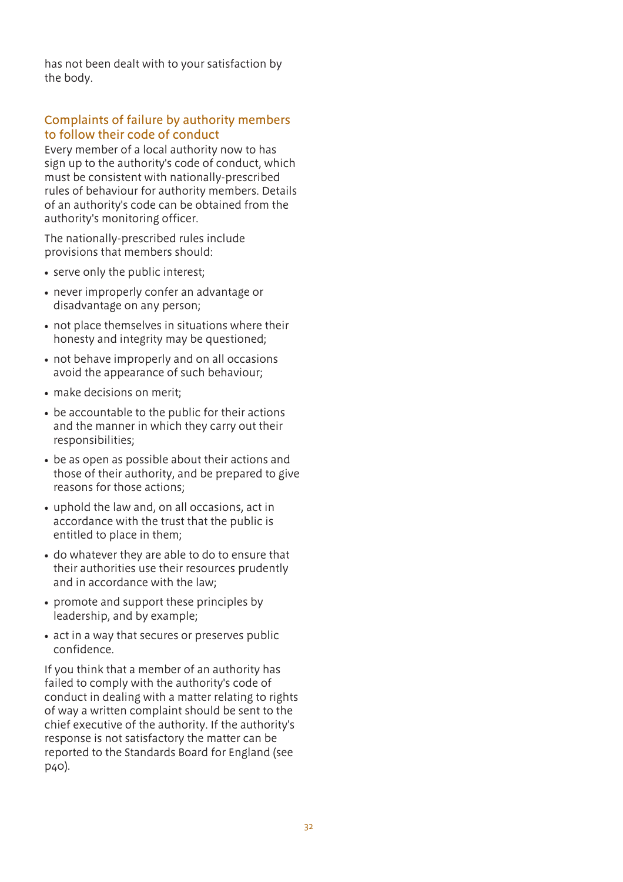has not been dealt with to your satisfaction by the body.

## Complaints of failure by authority members to follow their code of conduct

Every member of a local authority now to has sign up to the authority's code of conduct, which must be consistent with nationally-prescribed rules of behaviour for authority members. Details of an authority's code can be obtained from the authority's monitoring officer.

The nationally-prescribed rules include provisions that members should:

- serve only the public interest;
- never improperly confer an advantage or disadvantage on any person;
- not place themselves in situations where their honesty and integrity may be questioned;
- not behave improperly and on all occasions avoid the appearance of such behaviour;
- make decisions on merit;
- be accountable to the public for their actions and the manner in which they carry out their responsibilities;
- be as open as possible about their actions and those of their authority, and be prepared to give reasons for those actions;
- uphold the law and, on all occasions, act in accordance with the trust that the public is entitled to place in them;
- do whatever they are able to do to ensure that their authorities use their resources prudently and in accordance with the law;
- promote and support these principles by leadership, and by example;
- act in a way that secures or preserves public confidence.

If you think that a member of an authority has failed to comply with the authority's code of conduct in dealing with a matter relating to rights of way a written complaint should be sent to the chief executive of the authority. If the authority's response is not satisfactory the matter can be reported to the Standards Board for England (see p40).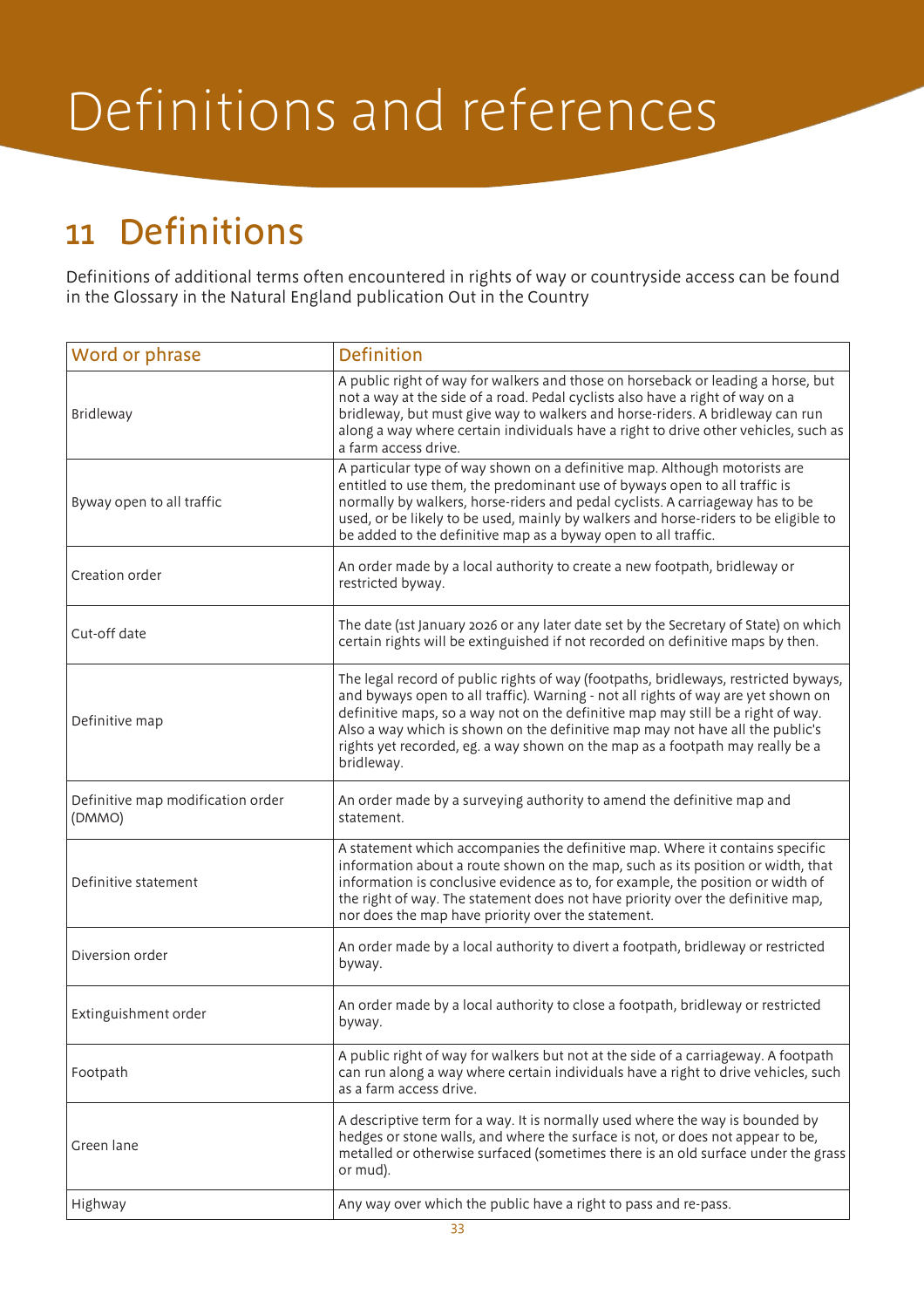# Definitions and references

## 11 Definitions

Definitions of additional terms often encountered in rights of way or countryside access can be found in the Glossary in the Natural England publication Out in the Country

| Word or phrase | Definition |
|---|---|
| Bridleway | A public right of way for walkers and those on horseback or leading a horse, but not a way at the side of a road. Pedal cyclists also have a right of way on a bridleway, but must give way to walkers and horse-riders. A bridleway can run along a way where certain individuals have a right to drive other vehicles, such as a farm access drive. |
| Byway open to all traffic | A particular type of way shown on a definitive map. Although motorists are entitled to use them, the predominant use of byways open to all traffic is normally by walkers, horse-riders and pedal cyclists. A carriageway has to be used, or be likely to be used, mainly by walkers and horse-riders to be eligible to be added to the definitive map as a byway open to all traffic. |
| Creation order | An order made by a local authority to create a new footpath, bridleway or restricted byway. |
| Cut-off date | The date (1st January 2026 or any later date set by the Secretary of State) on which certain rights will be extinguished if not recorded on definitive maps by then. |
| Definitive map | The legal record of public rights of way (footpaths, bridleways, restricted byways, and byways open to all traffic). Warning - not all rights of way are yet shown on definitive maps, so a way not on the definitive map may still be a right of way. Also a way which is shown on the definitive map may not have all the public's rights yet recorded, eg. a way shown on the map as a footpath may really be a bridleway. |
| Definitive map modification order (DMMO) | An order made by a surveying authority to amend the definitive map and statement. |
| Definitive statement | A statement which accompanies the definitive map. Where it contains specific information about a route shown on the map, such as its position or width, that information is conclusive evidence as to, for example, the position or width of the right of way. The statement does not have priority over the definitive map, nor does the map have priority over the statement. |
| Diversion order | An order made by a local authority to divert a footpath, bridleway or restricted byway. |
| Extinguishment order | An order made by a local authority to close a footpath, bridleway or restricted byway. |
| Footpath | A public right of way for walkers but not at the side of a carriageway. A footpath can run along a way where certain individuals have a right to drive vehicles, such as a farm access drive. |
| Green lane | A descriptive term for a way. It is normally used where the way is bounded by hedges or stone walls, and where the surface is not, or does not appear to be, metalled or otherwise surfaced (sometimes there is an old surface under the grass or mud). |
| Highway | Any way over which the public have a right to pass and re-pass. |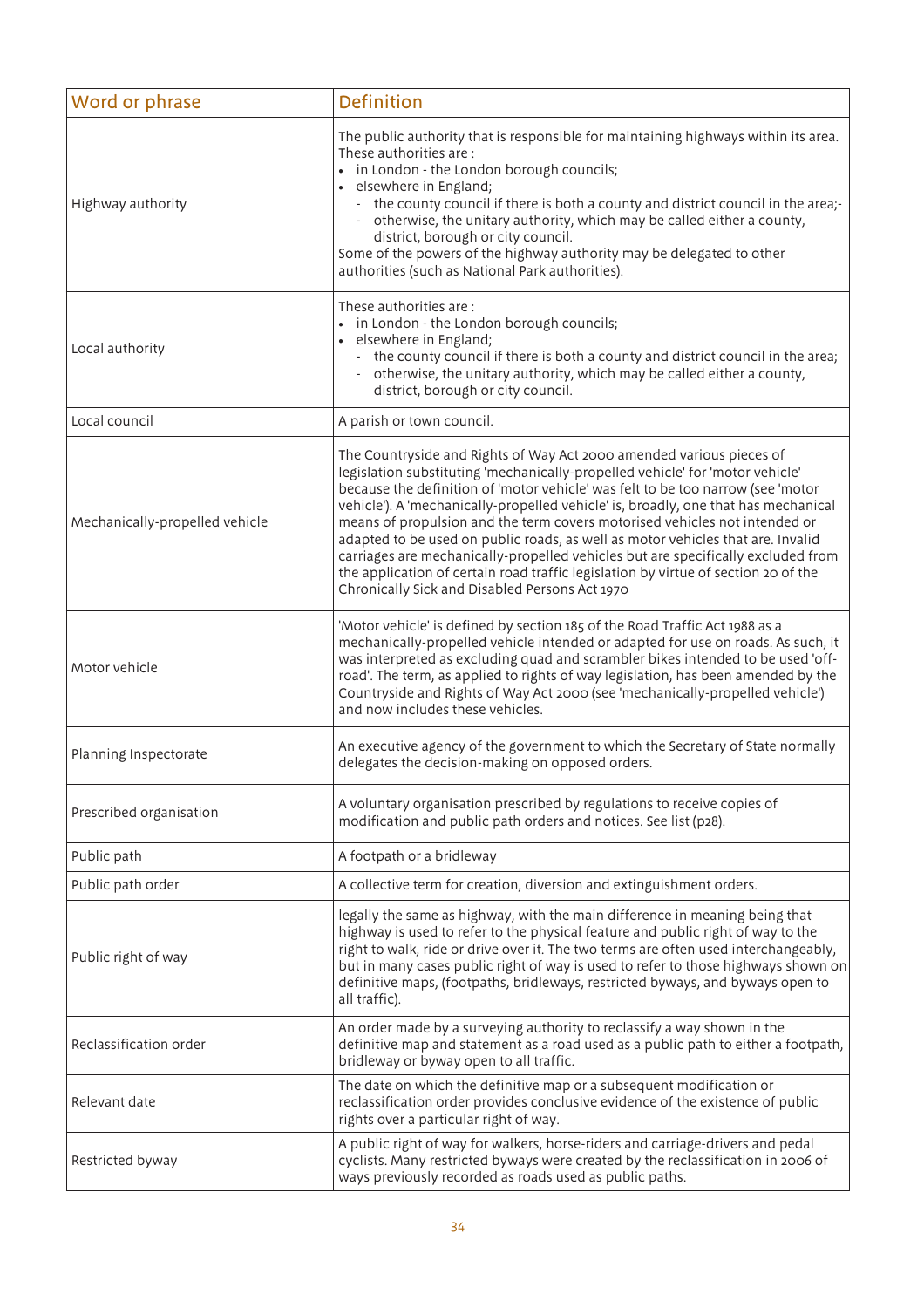| Word or phrase | Definition |
|---|---|
| Highway authority | The public authority that is responsible for maintaining highways within its area. These authorities are : <br>• in London - the London borough councils; <br>• elsewhere in England; <br>- the county council if there is both a county and district council in the area;- <br>- otherwise, the unitary authority, which may be called either a county, district, borough or city council. <br>Some of the powers of the highway authority may be delegated to other authorities (such as National Park authorities). |
| Local authority | These authorities are : <br>• in London - the London borough councils; <br>• elsewhere in England; <br>- the county council if there is both a county and district council in the area; <br>- otherwise, the unitary authority, which may be called either a county, district, borough or city council. |
| Local council | A parish or town council. |
| Mechanically-propelled vehicle | The Countryside and Rights of Way Act 2000 amended various pieces of legislation substituting 'mechanically-propelled vehicle' for 'motor vehicle' because the definition of 'motor vehicle' was felt to be too narrow (see 'motor vehicle'). A 'mechanically-propelled vehicle' is, broadly, one that has mechanical means of propulsion and the term covers motorised vehicles not intended or adapted to be used on public roads, as well as motor vehicles that are. Invalid carriages are mechanically-propelled vehicles but are specifically excluded from the application of certain road traffic legislation by virtue of section 20 of the Chronically Sick and Disabled Persons Act 1970 |
| Motor vehicle | 'Motor vehicle' is defined by section 185 of the Road Traffic Act 1988 as a mechanically-propelled vehicle intended or adapted for use on roads. As such, it was interpreted as excluding quad and scrambler bikes intended to be used 'off-road'. The term, as applied to rights of way legislation, has been amended by the Countryside and Rights of Way Act 2000 (see 'mechanically-propelled vehicle') and now includes these vehicles. |
| Planning Inspectorate | An executive agency of the government to which the Secretary of State normally delegates the decision-making on opposed orders. |
| Prescribed organisation | A voluntary organisation prescribed by regulations to receive copies of modification and public path orders and notices. See list (p28). |
| Public path | A footpath or a bridleway |
| Public path order | A collective term for creation, diversion and extinguishment orders. |
| Public right of way | legally the same as highway, with the main difference in meaning being that highway is used to refer to the physical feature and public right of way to the right to walk, ride or drive over it. The two terms are often used interchangeably, but in many cases public right of way is used to refer to those highways shown on definitive maps, (footpaths, bridleways, restricted byways, and byways open to all traffic). |
| Reclassification order | An order made by a surveying authority to reclassify a way shown in the definitive map and statement as a road used as a public path to either a footpath, bridleway or byway open to all traffic. |
| Relevant date | The date on which the definitive map or a subsequent modification or reclassification order provides conclusive evidence of the existence of public rights over a particular right of way. |
| Restricted byway | A public right of way for walkers, horse-riders and carriage-drivers and pedal cyclists. Many restricted byways were created by the reclassification in 2006 of ways previously recorded as roads used as public paths. |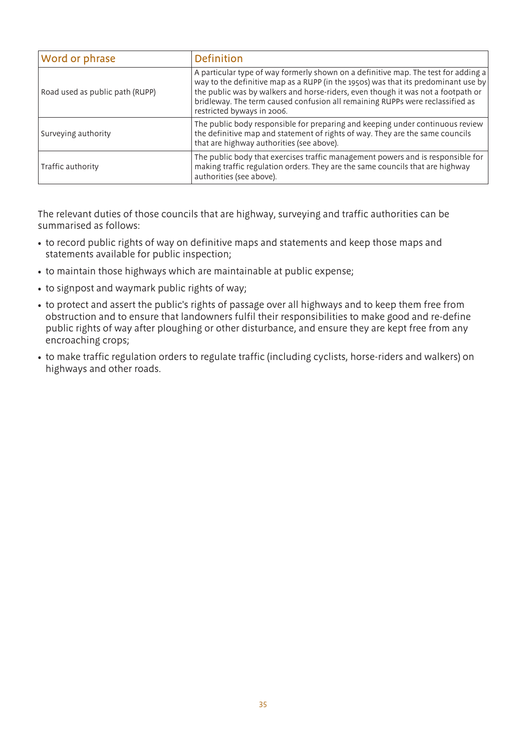| Word or phrase | Definition |
| --- | --- |
| Road used as public path (RUPP) | A particular type of way formerly shown on a definitive map. The test for adding a way to the definitive map as a RUPP (in the 1950s) was that its predominant use by the public was by walkers and horse-riders, even though it was not a footpath or bridleway. The term caused confusion all remaining RUPPs were reclassified as restricted byways in 2006. |
| Surveying authority | The public body responsible for preparing and keeping under continuous review the definitive map and statement of rights of way. They are the same councils that are highway authorities (see above). |
| Traffic authority | The public body that exercises traffic management powers and is responsible for making traffic regulation orders. They are the same councils that are highway authorities (see above). |

The relevant duties of those councils that are highway, surveying and traffic authorities can be summarised as follows:

- to record public rights of way on definitive maps and statements and keep those maps and statements available for public inspection;
- to maintain those highways which are maintainable at public expense;
- to signpost and waymark public rights of way;
- to protect and assert the public's rights of passage over all highways and to keep them free from obstruction and to ensure that landowners fulfil their responsibilities to make good and re-define public rights of way after ploughing or other disturbance, and ensure they are kept free from any encroaching crops;
- to make traffic regulation orders to regulate traffic (including cyclists, horse-riders and walkers) on highways and other roads.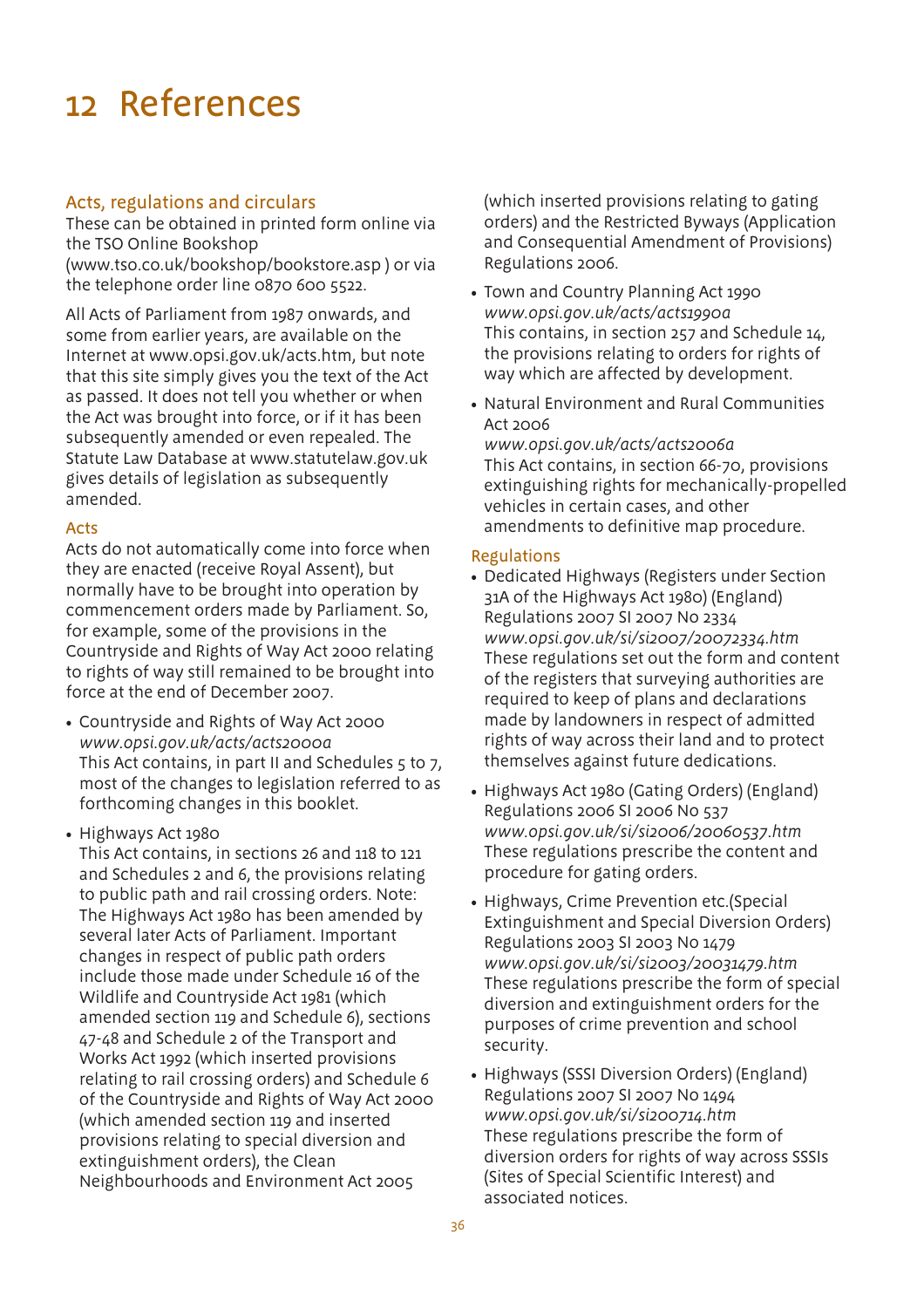# 12 References

## Acts, regulations and circulars

These can be obtained in printed form online via the TSO Online Bookshop (www.tso.co.uk/bookshop/bookstore.asp ) or via the telephone order line 0870 600 5522.

All Acts of Parliament from 1987 onwards, and some from earlier years, are available on the Internet at www.opsi.gov.uk/acts.htm, but note that this site simply gives you the text of the Act as passed. It does not tell you whether or when the Act was brought into force, or if it has been subsequently amended or even repealed. The Statute Law Database at www.statutelaw.gov.uk gives details of legislation as subsequently amended.

### Acts

Acts do not automatically come into force when they are enacted (receive Royal Assent), but normally have to be brought into operation by commencement orders made by Parliament. So, for example, some of the provisions in the Countryside and Rights of Way Act 2000 relating to rights of way still remained to be brought into force at the end of December 2007.

- Countryside and Rights of Way Act 2000
  *www.opsi.gov.uk/acts/acts2000a*
  This Act contains, in part II and Schedules 5 to 7, most of the changes to legislation referred to as forthcoming changes in this booklet.
- Highways Act 1980
  This Act contains, in sections 26 and 118 to 121 and Schedules 2 and 6, the provisions relating to public path and rail crossing orders. Note: The Highways Act 1980 has been amended by several later Acts of Parliament. Important changes in respect of public path orders include those made under Schedule 16 of the Wildlife and Countryside Act 1981 (which amended section 119 and Schedule 6), sections 47-48 and Schedule 2 of the Transport and Works Act 1992 (which inserted provisions relating to rail crossing orders) and Schedule 6 of the Countryside and Rights of Way Act 2000 (which amended section 119 and inserted provisions relating to special diversion and extinguishment orders), the Clean Neighbourhoods and Environment Act 2005 (which inserted provisions relating to gating orders) and the Restricted Byways (Application and Consequential Amendment of Provisions) Regulations 2006.
- Town and Country Planning Act 1990
  *www.opsi.gov.uk/acts/acts1990a*
  This contains, in section 257 and Schedule 14, the provisions relating to orders for rights of way which are affected by development.
- Natural Environment and Rural Communities Act 2006
  *www.opsi.gov.uk/acts/acts2006a*
  This Act contains, in section 66-70, provisions extinguishing rights for mechanically-propelled vehicles in certain cases, and other amendments to definitive map procedure.

### Regulations

- Dedicated Highways (Registers under Section 31A of the Highways Act 1980) (England) Regulations 2007 SI 2007 No 2334
  *www.opsi.gov.uk/si/si2007/20072334.htm*
  These regulations set out the form and content of the registers that surveying authorities are required to keep of plans and declarations made by landowners in respect of admitted rights of way across their land and to protect themselves against future dedications.
- Highways Act 1980 (Gating Orders) (England) Regulations 2006 SI 2006 No 537
  *www.opsi.gov.uk/si/si2006/20060537.htm*
  These regulations prescribe the content and procedure for gating orders.
- Highways, Crime Prevention etc.(Special Extinguishment and Special Diversion Orders) Regulations 2003 SI 2003 No 1479
  *www.opsi.gov.uk/si/si2003/20031479.htm*
  These regulations prescribe the form of special diversion and extinguishment orders for the purposes of crime prevention and school security.
- Highways (SSSI Diversion Orders) (England) Regulations 2007 SI 2007 No 1494
  *www.opsi.gov.uk/si/si200714.htm*
  These regulations prescribe the form of diversion orders for rights of way across SSSIs (Sites of Special Scientific Interest) and associated notices.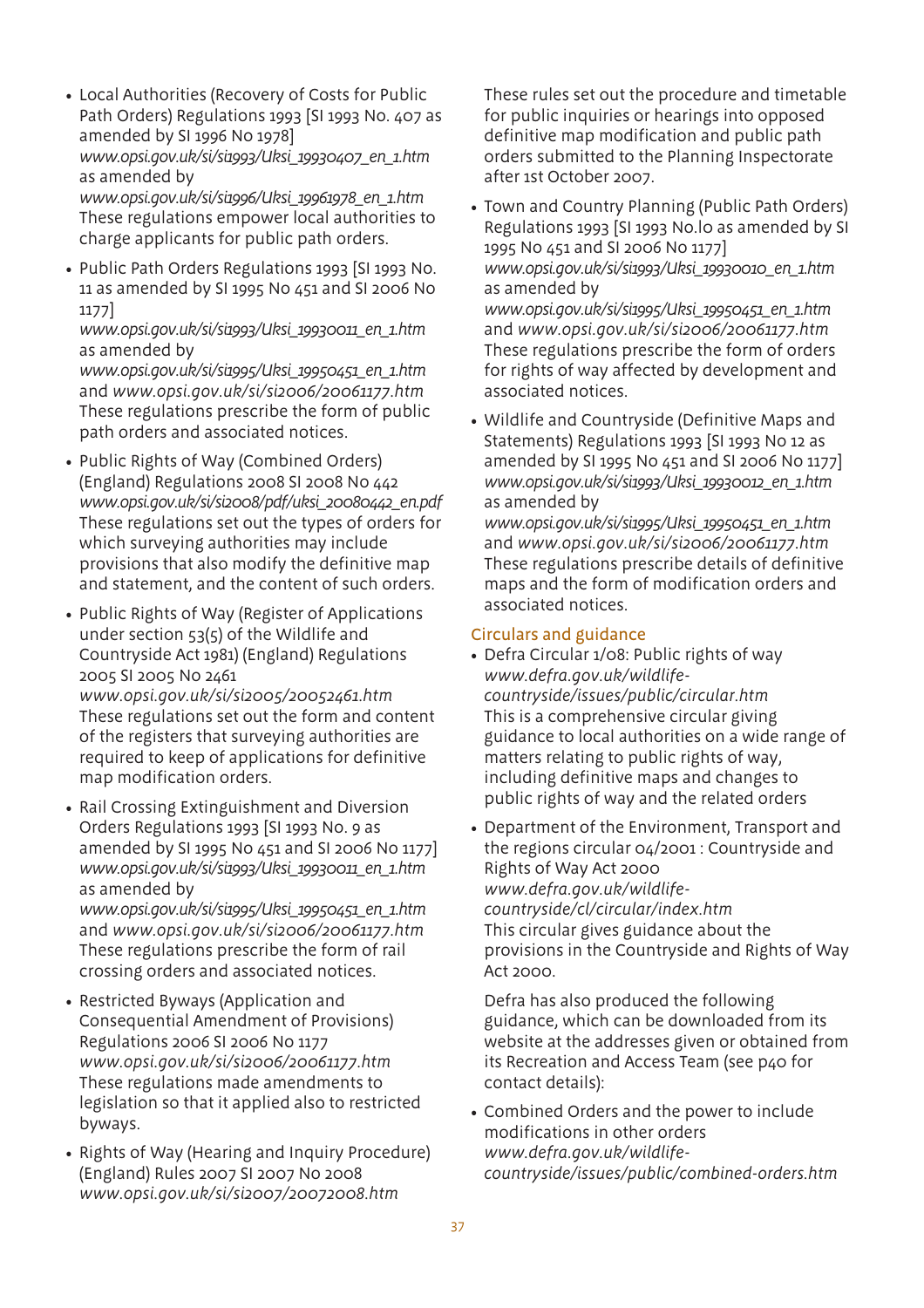- Local Authorities (Recovery of Costs for Public Path Orders) Regulations 1993 [SI 1993 No. 407 as amended by SI 1996 No 1978]
  *www.opsi.gov.uk/si/si1993/Uksi_19930407_en_1.htm*
  as amended by
  *www.opsi.gov.uk/si/si1996/Uksi_19961978_en_1.htm*
  These regulations empower local authorities to charge applicants for public path orders.

- Public Path Orders Regulations 1993 [SI 1993 No. 11 as amended by SI 1995 No 451 and SI 2006 No 1177]
  *www.opsi.gov.uk/si/si1993/Uksi_19930011_en_1.htm*
  as amended by
  *www.opsi.gov.uk/si/si1995/Uksi_19950451_en_1.htm*
  and *www.opsi.gov.uk/si/si2006/20061177.htm*
  These regulations prescribe the form of public path orders and associated notices.

- Public Rights of Way (Combined Orders) (England) Regulations 2008 SI 2008 No 442
  *www.opsi.gov.uk/si/si2008/pdf/uksi_20080442_en.pdf*
  These regulations set out the types of orders for which surveying authorities may include provisions that also modify the definitive map and statement, and the content of such orders.

- Public Rights of Way (Register of Applications under section 53(5) of the Wildlife and Countryside Act 1981) (England) Regulations 2005 SI 2005 No 2461
  *www.opsi.gov.uk/si/si2005/20052461.htm*
  These regulations set out the form and content of the registers that surveying authorities are required to keep of applications for definitive map modification orders.

- Rail Crossing Extinguishment and Diversion Orders Regulations 1993 [SI 1993 No. 9 as amended by SI 1995 No 451 and SI 2006 No 1177]
  *www.opsi.gov.uk/si/si1993/Uksi_19930011_en_1.htm*
  as amended by
  *www.opsi.gov.uk/si/si1995/Uksi_19950451_en_1.htm*
  and *www.opsi.gov.uk/si/si2006/20061177.htm*
  These regulations prescribe the form of rail crossing orders and associated notices.

- Restricted Byways (Application and Consequential Amendment of Provisions) Regulations 2006 SI 2006 No 1177
  *www.opsi.gov.uk/si/si2006/20061177.htm*
  These regulations made amendments to legislation so that it applied also to restricted byways.

- Rights of Way (Hearing and Inquiry Procedure) (England) Rules 2007 SI 2007 No 2008
  *www.opsi.gov.uk/si/si2007/20072008.htm*
  These rules set out the procedure and timetable for public inquiries or hearings into opposed definitive map modification and public path orders submitted to the Planning Inspectorate after 1st October 2007.

- Town and Country Planning (Public Path Orders) Regulations 1993 [SI 1993 No.lo as amended by SI 1995 No 451 and SI 2006 No 1177]
  *www.opsi.gov.uk/si/si1993/Uksi_19930010_en_1.htm*
  as amended by
  *www.opsi.gov.uk/si/si1995/Uksi_19950451_en_1.htm*
  and *www.opsi.gov.uk/si/si2006/20061177.htm*
  These regulations prescribe the form of orders for rights of way affected by development and associated notices.

- Wildlife and Countryside (Definitive Maps and Statements) Regulations 1993 [SI 1993 No 12 as amended by SI 1995 No 451 and SI 2006 No 1177]
  *www.opsi.gov.uk/si/si1993/Uksi_19930012_en_1.htm*
  as amended by
  *www.opsi.gov.uk/si/si1995/Uksi_19950451_en_1.htm*
  and *www.opsi.gov.uk/si/si2006/20061177.htm*
  These regulations prescribe details of definitive maps and the form of modification orders and associated notices.

### Circulars and guidance

- Defra Circular 1/08: Public rights of way
  *www.defra.gov.uk/wildlife-countryside/issues/public/circular.htm*
  This is a comprehensive circular giving guidance to local authorities on a wide range of matters relating to public rights of way, including definitive maps and changes to public rights of way and the related orders

- Department of the Environment, Transport and the regions circular 04/2001 : Countryside and Rights of Way Act 2000
  *www.defra.gov.uk/wildlife-countryside/cl/circular/index.htm*
  This circular gives guidance about the provisions in the Countryside and Rights of Way Act 2000.

  Defra has also produced the following guidance, which can be downloaded from its website at the addresses given or obtained from its Recreation and Access Team (see p40 for contact details):

- Combined Orders and the power to include modifications in other orders
  *www.defra.gov.uk/wildlife-countryside/issues/public/combined-orders.htm*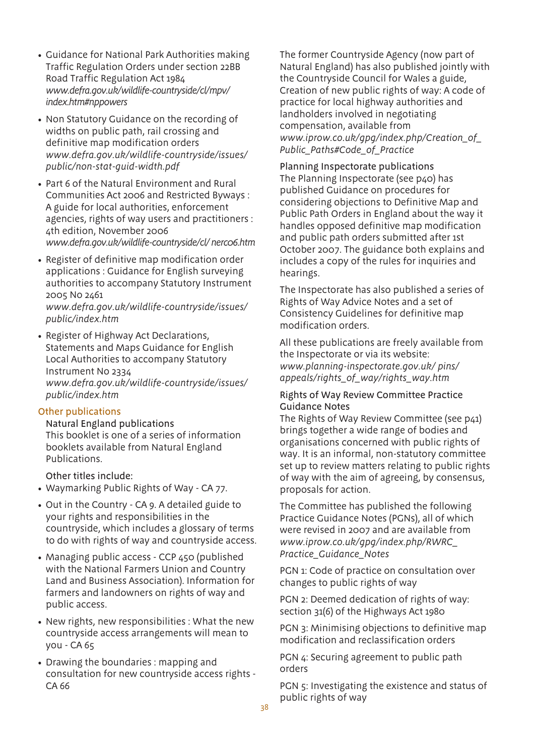- Guidance for National Park Authorities making Traffic Regulation Orders under section 22BB Road Traffic Regulation Act 1984
  *www.defra.gov.uk/wildlife-countryside/cl/mpv/index.htm#nppowers*

- Non Statutory Guidance on the recording of widths on public path, rail crossing and definitive map modification orders
  *www.defra.gov.uk/wildlife-countryside/issues/public/non-stat-guid-width.pdf*

- Part 6 of the Natural Environment and Rural Communities Act 2006 and Restricted Byways : A guide for local authorities, enforcement agencies, rights of way users and practitioners : 4th edition, November 2006
  *www.defra.gov.uk/wildlife-countryside/cl/ nerc06.htm*

- Register of definitive map modification order applications : Guidance for English surveying authorities to accompany Statutory Instrument 2005 No 2461
  *www.defra.gov.uk/wildlife-countryside/issues/public/index.htm*

- Register of Highway Act Declarations, Statements and Maps Guidance for English Local Authorities to accompany Statutory Instrument No 2334
  *www.defra.gov.uk/wildlife-countryside/issues/public/index.htm*

## Other publications

### Natural England publications

This booklet is one of a series of information booklets available from Natural England Publications.

Other titles include:

- Waymarking Public Rights of Way - CA 77.
- Out in the Country - CA 9. A detailed guide to your rights and responsibilities in the countryside, which includes a glossary of terms to do with rights of way and countryside access.
- Managing public access - CCP 450 (published with the National Farmers Union and Country Land and Business Association). Information for farmers and landowners on rights of way and public access.
- New rights, new responsibilities : What the new countryside access arrangements will mean to you - CA 65
- Drawing the boundaries : mapping and consultation for new countryside access rights - CA 66

The former Countryside Agency (now part of Natural England) has also published jointly with the Countryside Council for Wales a guide, Creation of new public rights of way: A code of practice for local highway authorities and landholders involved in negotiating compensation, available from
*www.iprow.co.uk/gpg/index.php/Creation_of_Public_Paths#Code_of_Practice*

### Planning Inspectorate publications

The Planning Inspectorate (see p40) has published Guidance on procedures for considering objections to Definitive Map and Public Path Orders in England about the way it handles opposed definitive map modification and public path orders submitted after 1st October 2007. The guidance both explains and includes a copy of the rules for inquiries and hearings.

The Inspectorate has also published a series of Rights of Way Advice Notes and a set of Consistency Guidelines for definitive map modification orders.

All these publications are freely available from the Inspectorate or via its website:
*www.planning-inspectorate.gov.uk/ pins/appeals/rights_of_way/rights_way.htm*

### Rights of Way Review Committee Practice Guidance Notes

The Rights of Way Review Committee (see p41) brings together a wide range of bodies and organisations concerned with public rights of way. It is an informal, non-statutory committee set up to review matters relating to public rights of way with the aim of agreeing, by consensus, proposals for action.

The Committee has published the following Practice Guidance Notes (PGNs), all of which were revised in 2007 and are available from
*www.iprow.co.uk/gpg/index.php/RWRC_Practice_Guidance_Notes*

PGN 1: Code of practice on consultation over changes to public rights of way

PGN 2: Deemed dedication of rights of way: section 31(6) of the Highways Act 1980

PGN 3: Minimising objections to definitive map modification and reclassification orders

PGN 4: Securing agreement to public path orders

PGN 5: Investigating the existence and status of public rights of way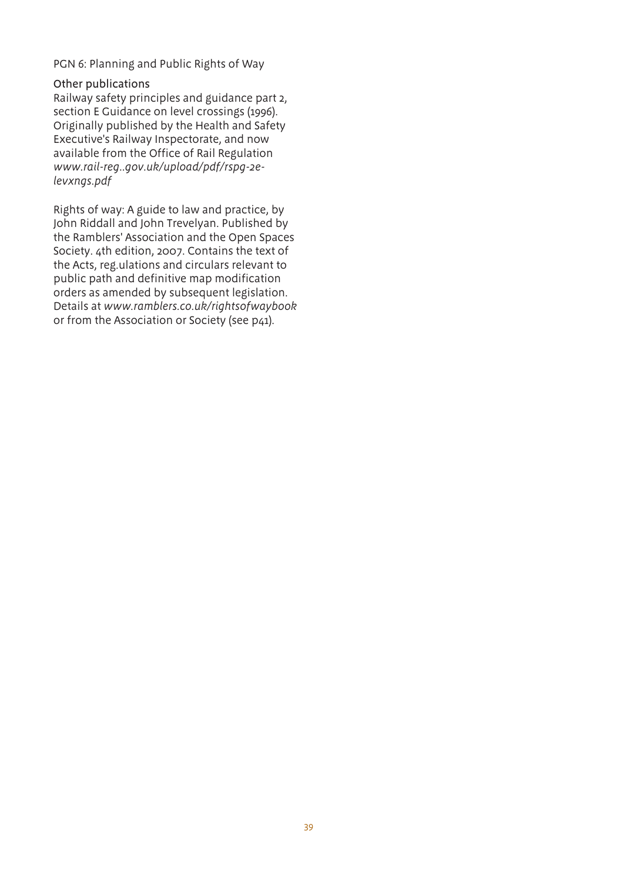PGN 6: Planning and Public Rights of Way

## Other publications

Railway safety principles and guidance part 2, section E Guidance on level crossings (1996). Originally published by the Health and Safety Executive's Railway Inspectorate, and now available from the Office of Rail Regulation *www.rail-reg..gov.uk/upload/pdf/rspg-2e-levxngs.pdf*

Rights of way: A guide to law and practice, by John Riddall and John Trevelyan. Published by the Ramblers' Association and the Open Spaces Society. 4th edition, 2007. Contains the text of the Acts, reg.ulations and circulars relevant to public path and definitive map modification orders as amended by subsequent legislation. Details at *www.ramblers.co.uk/rightsofwaybook* or from the Association or Society (see p41).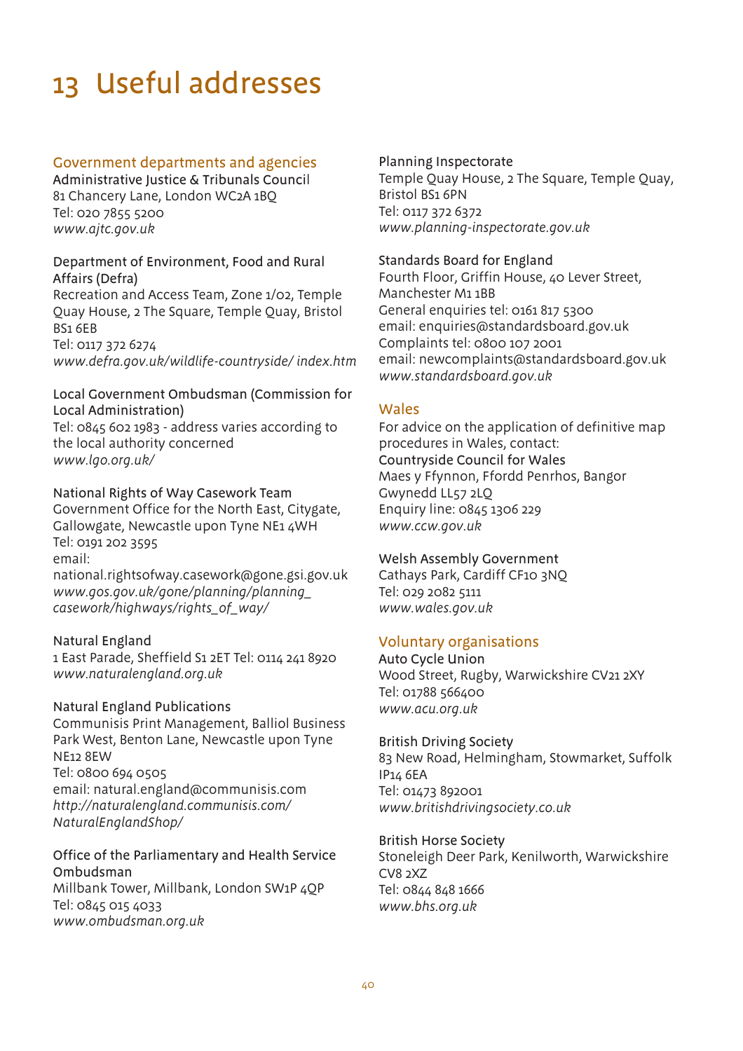# 13 Useful addresses

## Government departments and agencies

Administrative Justice & Tribunals Council
81 Chancery Lane, London WC2A 1BQ
Tel: 020 7855 5200
*www.ajtc.gov.uk*

Department of Environment, Food and Rural Affairs (Defra)
Recreation and Access Team, Zone 1/02, Temple Quay House, 2 The Square, Temple Quay, Bristol BS1 6EB
Tel: 0117 372 6274
*www.defra.gov.uk/wildlife-countryside/ index.htm*

Local Government Ombudsman (Commission for Local Administration)
Tel: 0845 602 1983 - address varies according to the local authority concerned
*www.lgo.org.uk/*

National Rights of Way Casework Team
Government Office for the North East, Citygate, Gallowgate, Newcastle upon Tyne NE1 4WH
Tel: 0191 202 3595
email: national.rightsofway.casework@gone.gsi.gov.uk
*www.gos.gov.uk/gone/planning/planning_casework/highways/rights_of_way/*

Natural England
1 East Parade, Sheffield S1 2ET Tel: 0114 241 8920
*www.naturalengland.org.uk*

Natural England Publications
Communisis Print Management, Balliol Business Park West, Benton Lane, Newcastle upon Tyne NE12 8EW
Tel: 0800 694 0505
email: natural.england@communisis.com
*http://naturalengland.communisis.com/NaturalEnglandShop/*

Office of the Parliamentary and Health Service Ombudsman
Millbank Tower, Millbank, London SW1P 4QP
Tel: 0845 015 4033
*www.ombudsman.org.uk*

Planning Inspectorate
Temple Quay House, 2 The Square, Temple Quay, Bristol BS1 6PN
Tel: 0117 372 6372
*www.planning-inspectorate.gov.uk*

Standards Board for England
Fourth Floor, Griffin House, 40 Lever Street, Manchester M1 1BB
General enquiries tel: 0161 817 5300
email: enquiries@standardsboard.gov.uk
Complaints tel: 0800 107 2001
email: newcomplaints@standardsboard.gov.uk
*www.standardsboard.gov.uk*

## Wales

For advice on the application of definitive map procedures in Wales, contact:

Countryside Council for Wales
Maes y Ffynnon, Ffordd Penrhos, Bangor Gwynedd LL57 2LQ
Enquiry line: 0845 1306 229
*www.ccw.gov.uk*

Welsh Assembly Government
Cathays Park, Cardiff CF10 3NQ
Tel: 029 2082 5111
*www.wales.gov.uk*

## Voluntary organisations

Auto Cycle Union
Wood Street, Rugby, Warwickshire CV21 2XY
Tel: 01788 566400
*www.acu.org.uk*

British Driving Society
83 New Road, Helmingham, Stowmarket, Suffolk IP14 6EA
Tel: 01473 892001
*www.britishdrivingsociety.co.uk*

British Horse Society
Stoneleigh Deer Park, Kenilworth, Warwickshire CV8 2XZ
Tel: 0844 848 1666
*www.bhs.org.uk*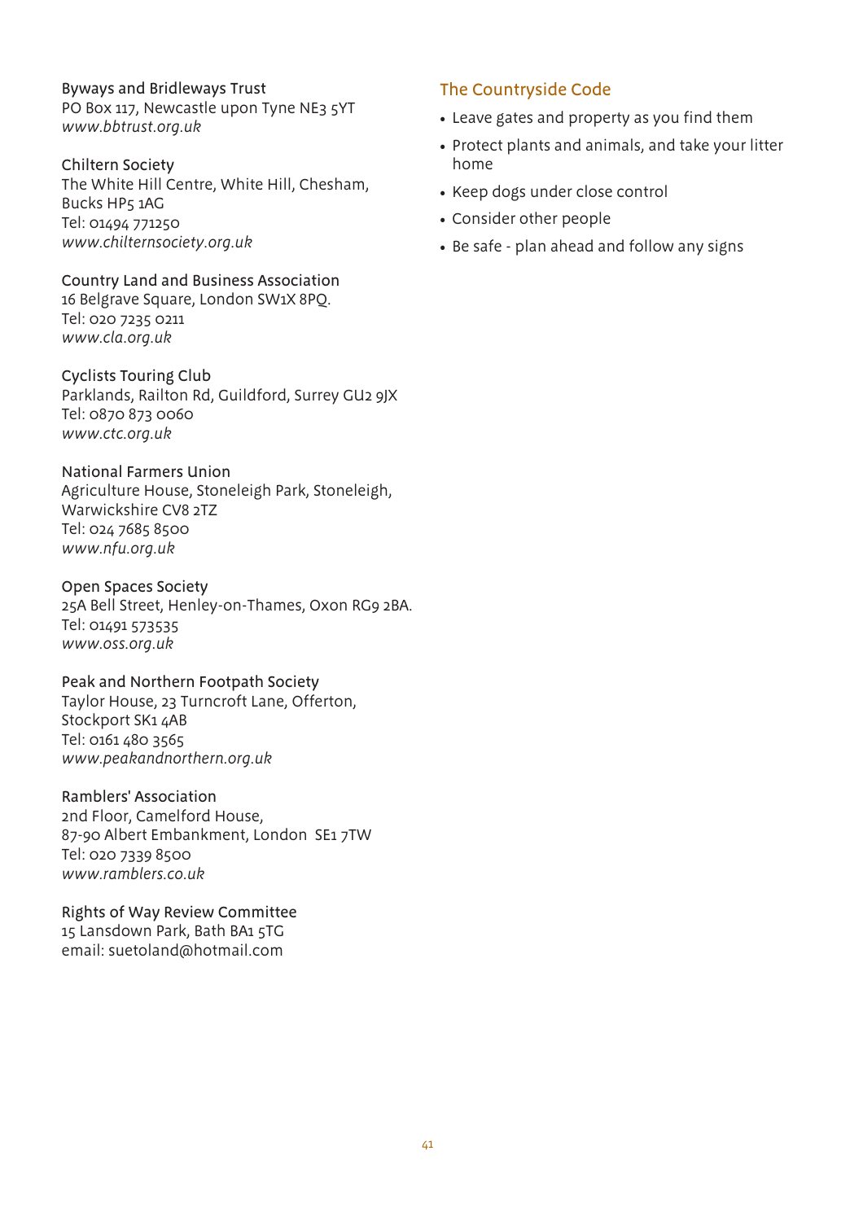Byways and Bridleways Trust
PO Box 117, Newcastle upon Tyne NE3 5YT
*www.bbtrust.org.uk*

Chiltern Society
The White Hill Centre, White Hill, Chesham, Bucks HP5 1AG
Tel: 01494 771250
*www.chilternsociety.org.uk*

Country Land and Business Association
16 Belgrave Square, London SW1X 8PQ.
Tel: 020 7235 0211
*www.cla.org.uk*

Cyclists Touring Club
Parklands, Railton Rd, Guildford, Surrey GU2 9JX
Tel: 0870 873 0060
*www.ctc.org.uk*

National Farmers Union
Agriculture House, Stoneleigh Park, Stoneleigh, Warwickshire CV8 2TZ
Tel: 024 7685 8500
*www.nfu.org.uk*

Open Spaces Society
25A Bell Street, Henley-on-Thames, Oxon RG9 2BA.
Tel: 01491 573535
*www.oss.org.uk*

Peak and Northern Footpath Society
Taylor House, 23 Turncroft Lane, Offerton, Stockport SK1 4AB
Tel: 0161 480 3565
*www.peakandnorthern.org.uk*

Ramblers' Association
2nd Floor, Camelford House,
87-90 Albert Embankment, London SE1 7TW
Tel: 020 7339 8500
*www.ramblers.co.uk*

Rights of Way Review Committee
15 Lansdown Park, Bath BA1 5TG
email: suetoland@hotmail.com

## The Countryside Code

- Leave gates and property as you find them
- Protect plants and animals, and take your litter home
- Keep dogs under close control
- Consider other people
- Be safe - plan ahead and follow any signs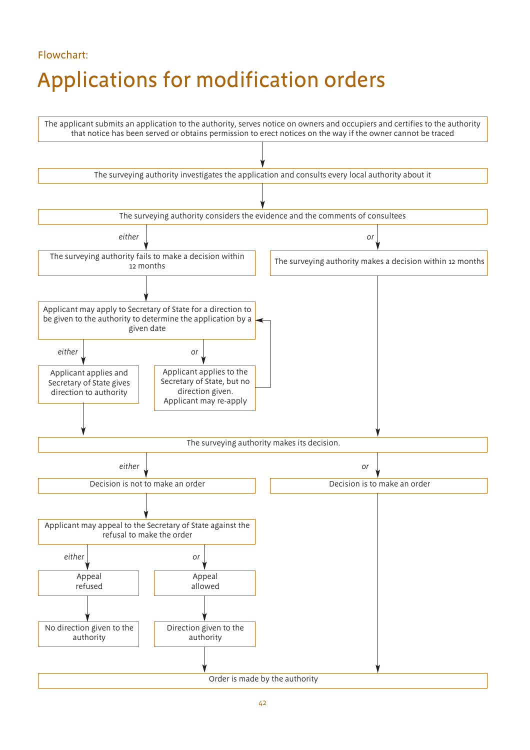Flowchart:

# Applications for modification orders

The applicant submits an application to the authority, serves notice on owners and occupiers and certifies to the authority that notice has been served or obtains permission to erect notices on the way if the owner cannot be traced

↓

The surveying authority investigates the application and consults every local authority about it

↓

The surveying authority considers the evidence and the comments of consultees

- *either* → The surveying authority fails to make a decision within 12 months
  - ↓ Applicant may apply to Secretary of State for a direction to be given to the authority to determine the application by a given date
    - *either* → Applicant applies and Secretary of State gives direction to authority → The surveying authority makes its decision.
    - *or* → Applicant applies to the Secretary of State, but no direction given. Applicant may re-apply (→ back to "Applicant may apply to Secretary of State for a direction to be given to the authority to determine the application by a given date")
- *or* → The surveying authority makes a decision within 12 months → The surveying authority makes its decision.

The surveying authority makes its decision.

- *either* → Decision is not to make an order
  - ↓ Applicant may appeal to the Secretary of State against the refusal to make the order
    - *either* → Appeal refused → No direction given to the authority
    - *or* → Appeal allowed → Direction given to the authority → Order is made by the authority
- *or* → Decision is to make an order → Order is made by the authority

Order is made by the authority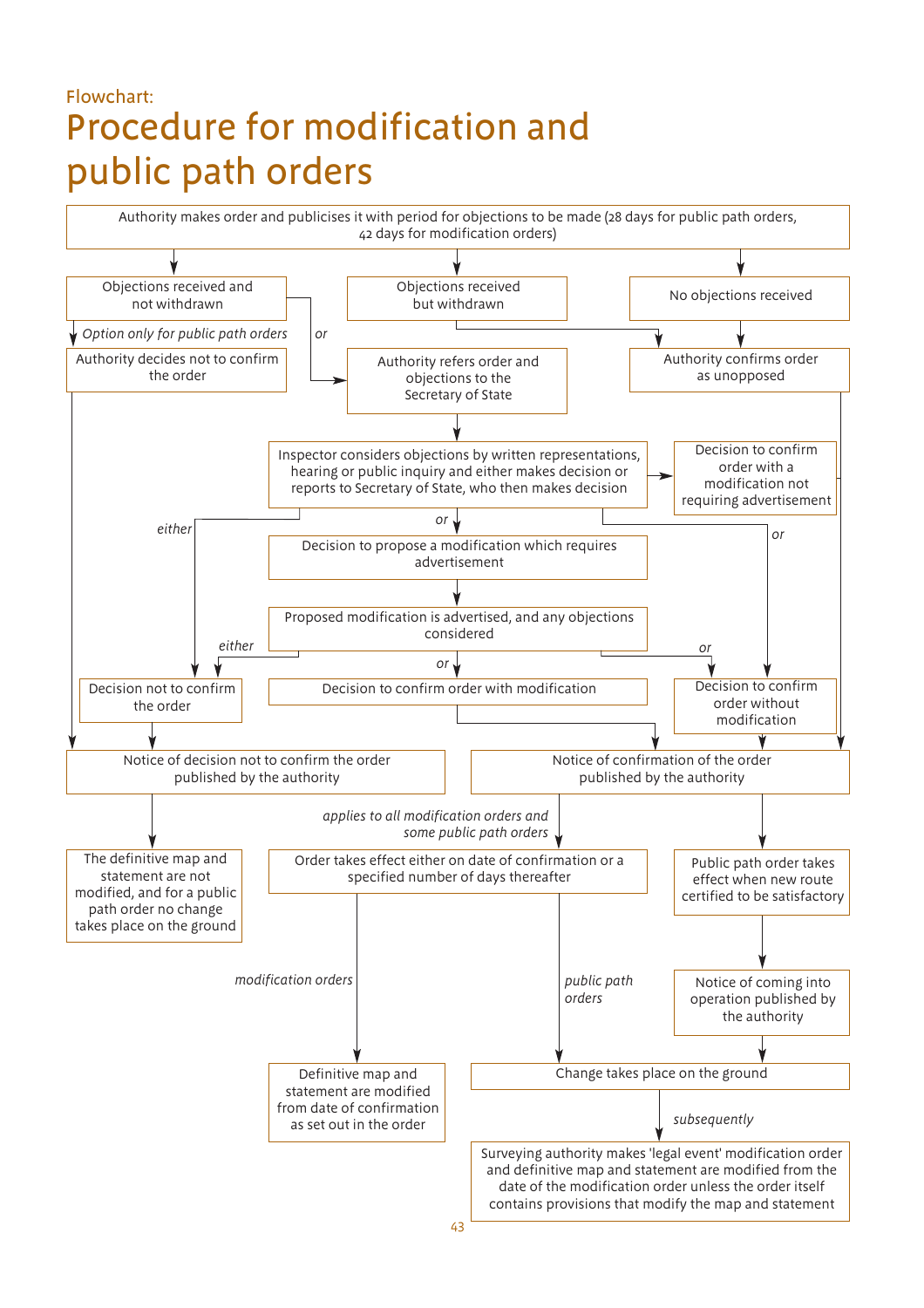Flowchart:

# Procedure for modification and public path orders

Authority makes order and publicises it with period for objections to be made (28 days for public path orders, 42 days for modification orders)

- Objections received and not withdrawn
  - *Option only for public path orders*: Authority decides not to confirm the order → Notice of decision not to confirm the order published by the authority
  - *or*: Authority refers order and objections to the Secretary of State
- Objections received but withdrawn → Authority confirms order as unopposed
- No objections received → Authority confirms order as unopposed → Notice of confirmation of the order published by the authority

Authority refers order and objections to the Secretary of State → Inspector considers objections by written representations, hearing or public inquiry and either makes decision or reports to Secretary of State, who then makes decision

- *either*: Decision not to confirm the order
- *or*: Decision to propose a modification which requires advertisement → Proposed modification is advertised, and any objections considered
  - *either*: Decision not to confirm the order
  - *or*: Decision to confirm order with modification
  - *or*: Decision to confirm order without modification
- *or*: Decision to confirm order without modification
- Decision to confirm order with a modification not requiring advertisement → Notice of confirmation of the order published by the authority

Decision not to confirm the order → Notice of decision not to confirm the order published by the authority → The definitive map and statement are not modified, and for a public path order no change takes place on the ground

Decision to confirm order with modification / Decision to confirm order without modification → Notice of confirmation of the order published by the authority

Notice of confirmation of the order published by the authority:

- *applies to all modification orders and some public path orders*: Order takes effect either on date of confirmation or a specified number of days thereafter
  - *modification orders*: Definitive map and statement are modified from date of confirmation as set out in the order
  - *public path orders*: Change takes place on the ground
- Public path order takes effect when new route certified to be satisfactory → Notice of coming into operation published by the authority → Change takes place on the ground

Change takes place on the ground → *subsequently* → Surveying authority makes 'legal event' modification order and definitive map and statement are modified from the date of the modification order unless the order itself contains provisions that modify the map and statement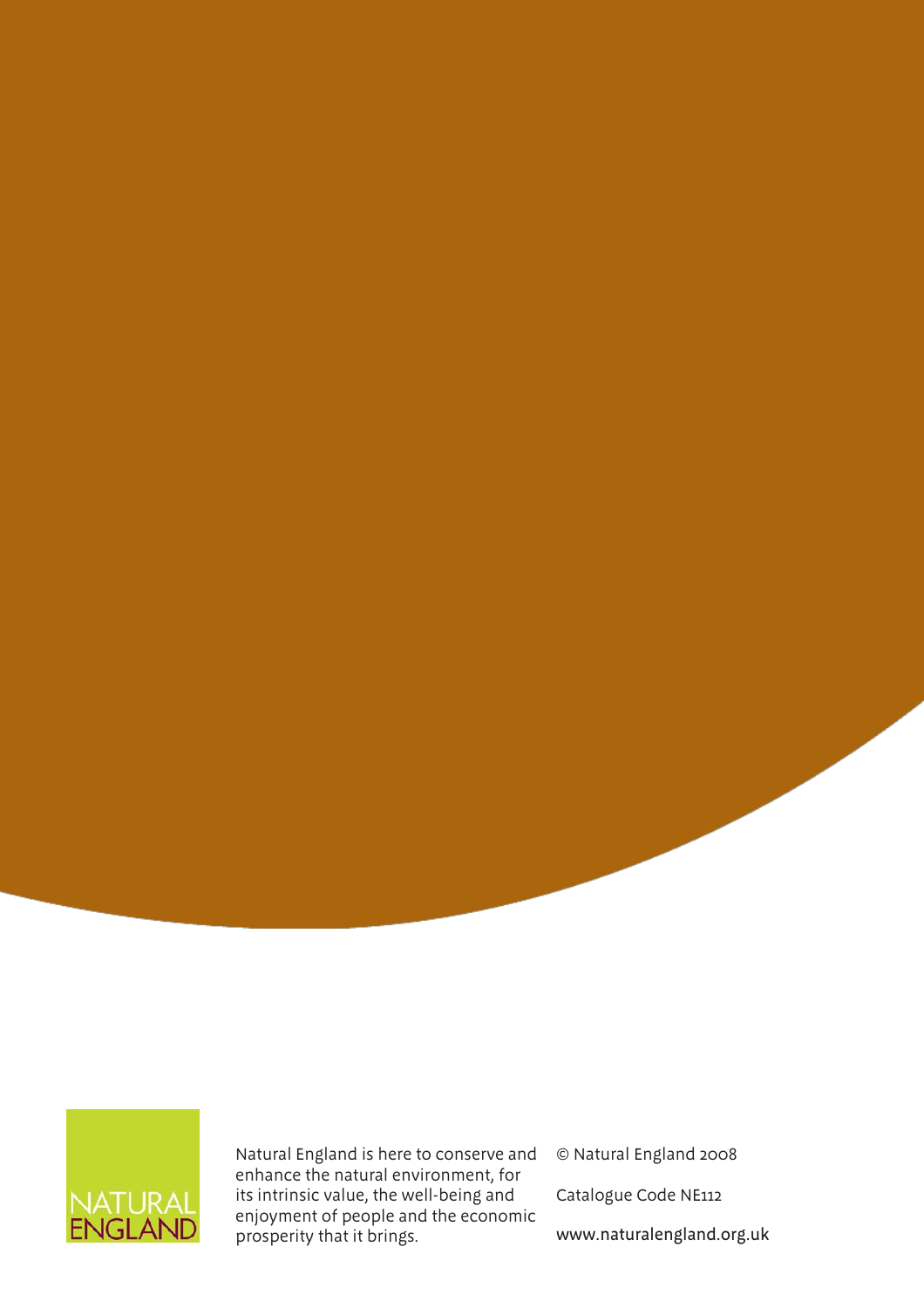NATURAL ENGLAND

Natural England is here to conserve and enhance the natural environment, for its intrinsic value, the well-being and enjoyment of people and the economic prosperity that it brings.

© Natural England 2008

Catalogue Code NE112

www.naturalengland.org.uk